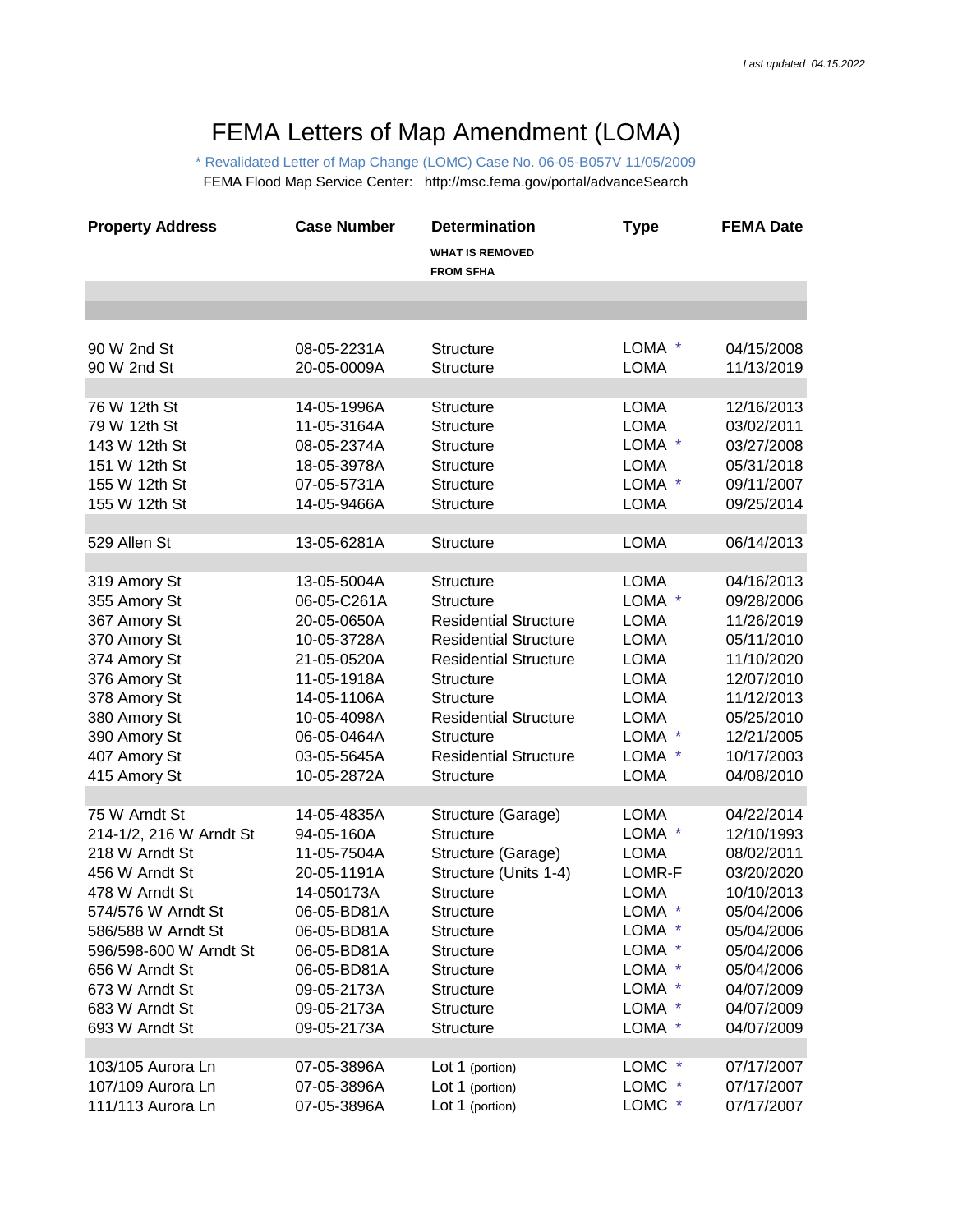*Last updated 04.15.2022*

# FEMA Letters of Map Amendment (LOMA)

\* Revalidated Letter of Map Change (LOMC) Case No. 06-05-B057V 11/05/2009

FEMA Flood Map Service Center: http://msc.fema.gov/portal/advanceSearch

| Property Address | Case Number | Determination<br>WHAT IS REMOVED FROM SFHA | Type | FEMA Date |
|---|---|---|---|---|
| 90 W 2nd St | 08-05-2231A | Structure | LOMA * | 04/15/2008 |
| 90 W 2nd St | 20-05-0009A | Structure | LOMA | 11/13/2019 |
| | | | | |
| 76 W 12th St | 14-05-1996A | Structure | LOMA | 12/16/2013 |
| 79 W 12th St | 11-05-3164A | Structure | LOMA | 03/02/2011 |
| 143 W 12th St | 08-05-2374A | Structure | LOMA * | 03/27/2008 |
| 151 W 12th St | 18-05-3978A | Structure | LOMA | 05/31/2018 |
| 155 W 12th St | 07-05-5731A | Structure | LOMA * | 09/11/2007 |
| 155 W 12th St | 14-05-9466A | Structure | LOMA | 09/25/2014 |
| | | | | |
| 529 Allen St | 13-05-6281A | Structure | LOMA | 06/14/2013 |
| | | | | |
| 319 Amory St | 13-05-5004A | Structure | LOMA | 04/16/2013 |
| 355 Amory St | 06-05-C261A | Structure | LOMA * | 09/28/2006 |
| 367 Amory St | 20-05-0650A | Residential Structure | LOMA | 11/26/2019 |
| 370 Amory St | 10-05-3728A | Residential Structure | LOMA | 05/11/2010 |
| 374 Amory St | 21-05-0520A | Residential Structure | LOMA | 11/10/2020 |
| 376 Amory St | 11-05-1918A | Structure | LOMA | 12/07/2010 |
| 378 Amory St | 14-05-1106A | Structure | LOMA | 11/12/2013 |
| 380 Amory St | 10-05-4098A | Residential Structure | LOMA | 05/25/2010 |
| 390 Amory St | 06-05-0464A | Structure | LOMA * | 12/21/2005 |
| 407 Amory St | 03-05-5645A | Residential Structure | LOMA * | 10/17/2003 |
| 415 Amory St | 10-05-2872A | Structure | LOMA | 04/08/2010 |
| | | | | |
| 75 W Arndt St | 14-05-4835A | Structure (Garage) | LOMA | 04/22/2014 |
| 214-1/2, 216 W Arndt St | 94-05-160A | Structure | LOMA * | 12/10/1993 |
| 218 W Arndt St | 11-05-7504A | Structure (Garage) | LOMA | 08/02/2011 |
| 456 W Arndt St | 20-05-1191A | Structure (Units 1-4) | LOMR-F | 03/20/2020 |
| 478 W Arndt St | 14-050173A | Structure | LOMA | 10/10/2013 |
| 574/576 W Arndt St | 06-05-BD81A | Structure | LOMA * | 05/04/2006 |
| 586/588 W Arndt St | 06-05-BD81A | Structure | LOMA * | 05/04/2006 |
| 596/598-600 W Arndt St | 06-05-BD81A | Structure | LOMA * | 05/04/2006 |
| 656 W Arndt St | 06-05-BD81A | Structure | LOMA * | 05/04/2006 |
| 673 W Arndt St | 09-05-2173A | Structure | LOMA * | 04/07/2009 |
| 683 W Arndt St | 09-05-2173A | Structure | LOMA * | 04/07/2009 |
| 693 W Arndt St | 09-05-2173A | Structure | LOMA * | 04/07/2009 |
| | | | | |
| 103/105 Aurora Ln | 07-05-3896A | Lot 1 (portion) | LOMC * | 07/17/2007 |
| 107/109 Aurora Ln | 07-05-3896A | Lot 1 (portion) | LOMC * | 07/17/2007 |
| 111/113 Aurora Ln | 07-05-3896A | Lot 1 (portion) | LOMC * | 07/17/2007 |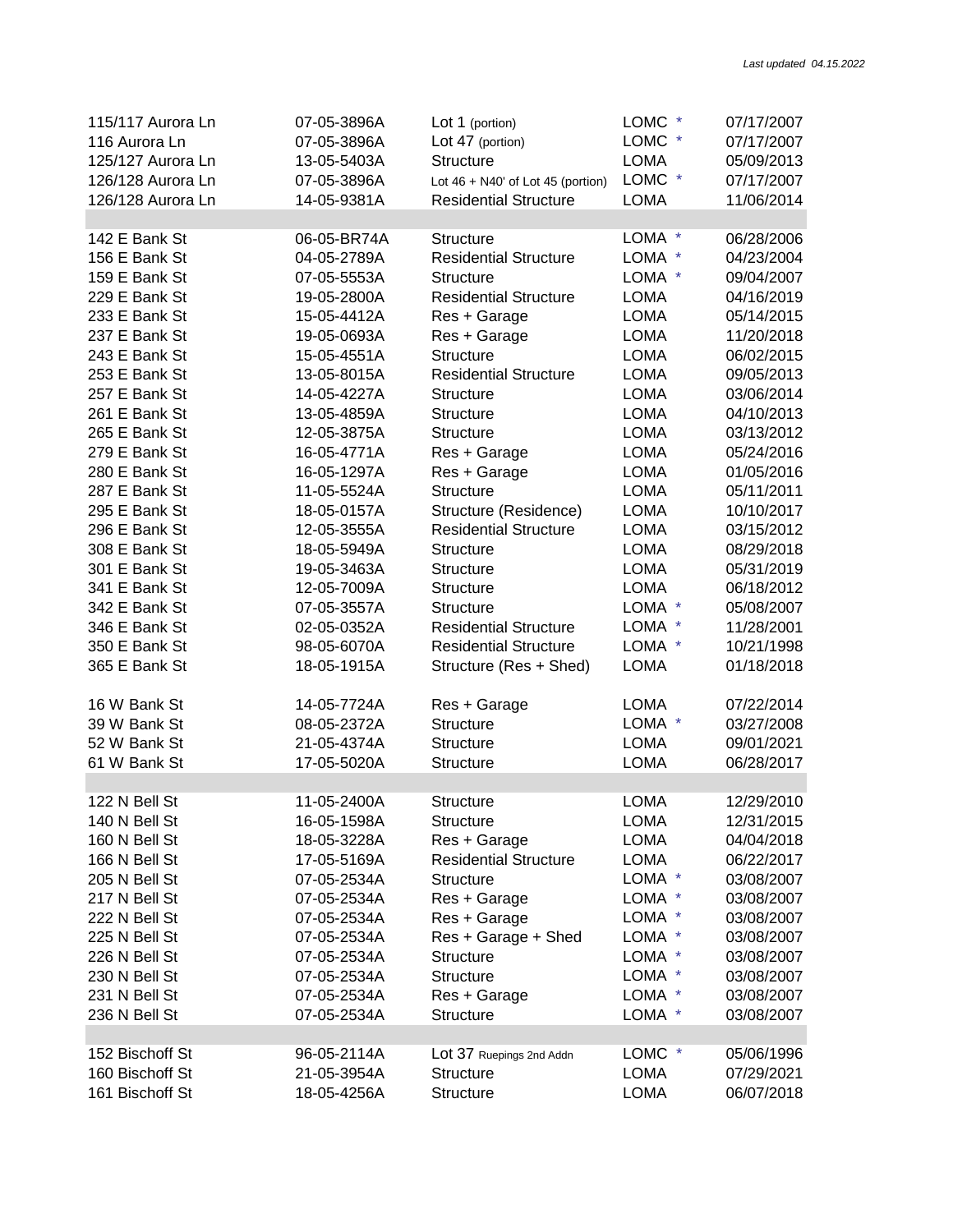*Last updated 04.15.2022*

| | | | | |
|---|---|---|---|---|
| 115/117 Aurora Ln | 07-05-3896A | Lot 1 (portion) | LOMC * | 07/17/2007 |
| 116 Aurora Ln | 07-05-3896A | Lot 47 (portion) | LOMC * | 07/17/2007 |
| 125/127 Aurora Ln | 13-05-5403A | Structure | LOMA | 05/09/2013 |
| 126/128 Aurora Ln | 07-05-3896A | Lot 46 + N40' of Lot 45 (portion) | LOMC * | 07/17/2007 |
| 126/128 Aurora Ln | 14-05-9381A | Residential Structure | LOMA | 11/06/2014 |
| | | | | |
| 142 E Bank St | 06-05-BR74A | Structure | LOMA * | 06/28/2006 |
| 156 E Bank St | 04-05-2789A | Residential Structure | LOMA * | 04/23/2004 |
| 159 E Bank St | 07-05-5553A | Structure | LOMA * | 09/04/2007 |
| 229 E Bank St | 19-05-2800A | Residential Structure | LOMA | 04/16/2019 |
| 233 E Bank St | 15-05-4412A | Res + Garage | LOMA | 05/14/2015 |
| 237 E Bank St | 19-05-0693A | Res + Garage | LOMA | 11/20/2018 |
| 243 E Bank St | 15-05-4551A | Structure | LOMA | 06/02/2015 |
| 253 E Bank St | 13-05-8015A | Residential Structure | LOMA | 09/05/2013 |
| 257 E Bank St | 14-05-4227A | Structure | LOMA | 03/06/2014 |
| 261 E Bank St | 13-05-4859A | Structure | LOMA | 04/10/2013 |
| 265 E Bank St | 12-05-3875A | Structure | LOMA | 03/13/2012 |
| 279 E Bank St | 16-05-4771A | Res + Garage | LOMA | 05/24/2016 |
| 280 E Bank St | 16-05-1297A | Res + Garage | LOMA | 01/05/2016 |
| 287 E Bank St | 11-05-5524A | Structure | LOMA | 05/11/2011 |
| 295 E Bank St | 18-05-0157A | Structure (Residence) | LOMA | 10/10/2017 |
| 296 E Bank St | 12-05-3555A | Residential Structure | LOMA | 03/15/2012 |
| 308 E Bank St | 18-05-5949A | Structure | LOMA | 08/29/2018 |
| 301 E Bank St | 19-05-3463A | Structure | LOMA | 05/31/2019 |
| 341 E Bank St | 12-05-7009A | Structure | LOMA | 06/18/2012 |
| 342 E Bank St | 07-05-3557A | Structure | LOMA * | 05/08/2007 |
| 346 E Bank St | 02-05-0352A | Residential Structure | LOMA * | 11/28/2001 |
| 350 E Bank St | 98-05-6070A | Residential Structure | LOMA * | 10/21/1998 |
| 365 E Bank St | 18-05-1915A | Structure (Res + Shed) | LOMA | 01/18/2018 |
| | | | | |
| 16 W Bank St | 14-05-7724A | Res + Garage | LOMA | 07/22/2014 |
| 39 W Bank St | 08-05-2372A | Structure | LOMA * | 03/27/2008 |
| 52 W Bank St | 21-05-4374A | Structure | LOMA | 09/01/2021 |
| 61 W Bank St | 17-05-5020A | Structure | LOMA | 06/28/2017 |
| | | | | |
| 122 N Bell St | 11-05-2400A | Structure | LOMA | 12/29/2010 |
| 140 N Bell St | 16-05-1598A | Structure | LOMA | 12/31/2015 |
| 160 N Bell St | 18-05-3228A | Res + Garage | LOMA | 04/04/2018 |
| 166 N Bell St | 17-05-5169A | Residential Structure | LOMA | 06/22/2017 |
| 205 N Bell St | 07-05-2534A | Structure | LOMA * | 03/08/2007 |
| 217 N Bell St | 07-05-2534A | Res + Garage | LOMA * | 03/08/2007 |
| 222 N Bell St | 07-05-2534A | Res + Garage | LOMA * | 03/08/2007 |
| 225 N Bell St | 07-05-2534A | Res + Garage + Shed | LOMA * | 03/08/2007 |
| 226 N Bell St | 07-05-2534A | Structure | LOMA * | 03/08/2007 |
| 230 N Bell St | 07-05-2534A | Structure | LOMA * | 03/08/2007 |
| 231 N Bell St | 07-05-2534A | Res + Garage | LOMA * | 03/08/2007 |
| 236 N Bell St | 07-05-2534A | Structure | LOMA * | 03/08/2007 |
| | | | | |
| 152 Bischoff St | 96-05-2114A | Lot 37 Ruepings 2nd Addn | LOMC * | 05/06/1996 |
| 160 Bischoff St | 21-05-3954A | Structure | LOMA | 07/29/2021 |
| 161 Bischoff St | 18-05-4256A | Structure | LOMA | 06/07/2018 |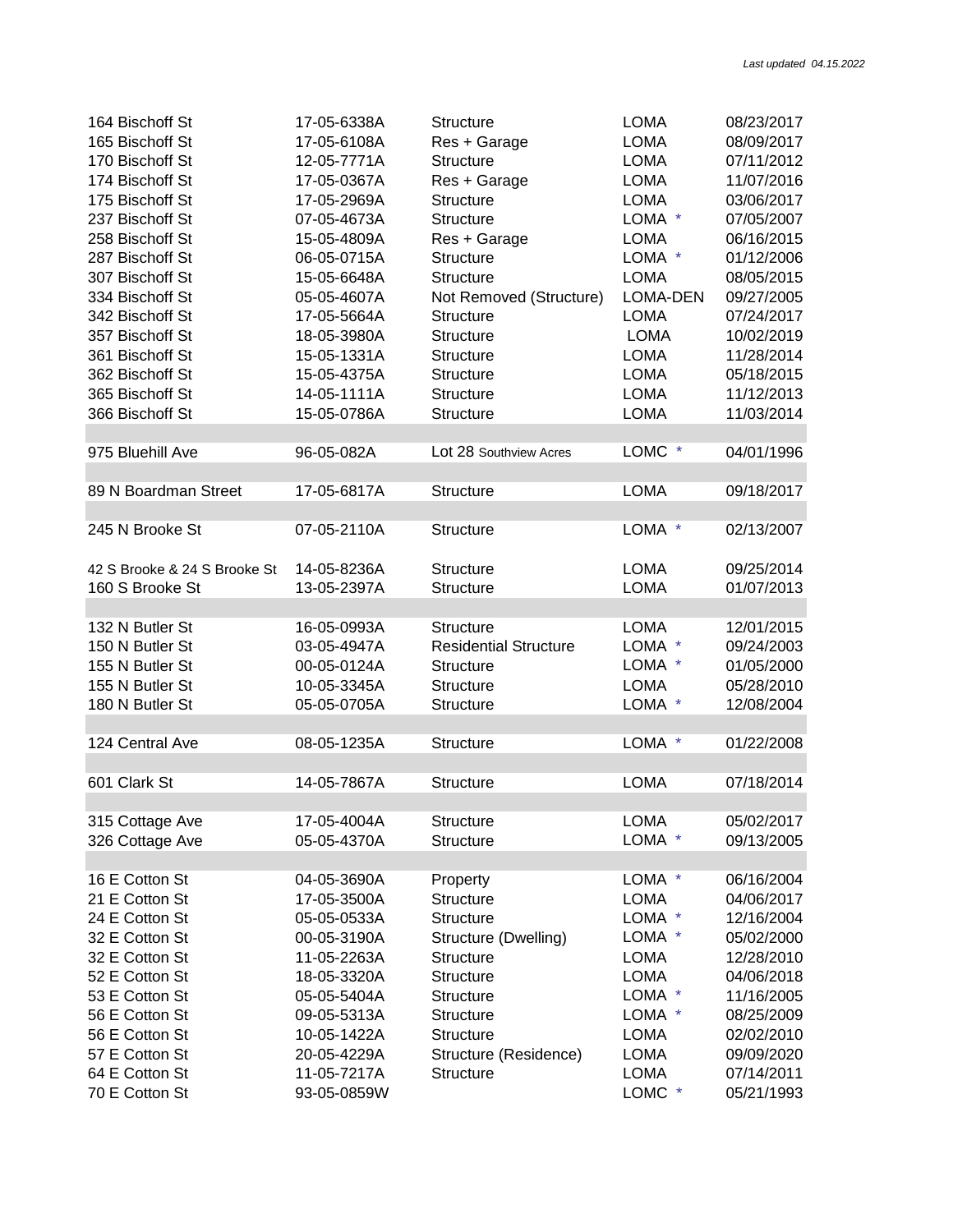| | | | | |
|---|---|---|---|---|
| 164 Bischoff St | 17-05-6338A | Structure | LOMA | 08/23/2017 |
| 165 Bischoff St | 17-05-6108A | Res + Garage | LOMA | 08/09/2017 |
| 170 Bischoff St | 12-05-7771A | Structure | LOMA | 07/11/2012 |
| 174 Bischoff St | 17-05-0367A | Res + Garage | LOMA | 11/07/2016 |
| 175 Bischoff St | 17-05-2969A | Structure | LOMA | 03/06/2017 |
| 237 Bischoff St | 07-05-4673A | Structure | LOMA * | 07/05/2007 |
| 258 Bischoff St | 15-05-4809A | Res + Garage | LOMA | 06/16/2015 |
| 287 Bischoff St | 06-05-0715A | Structure | LOMA * | 01/12/2006 |
| 307 Bischoff St | 15-05-6648A | Structure | LOMA | 08/05/2015 |
| 334 Bischoff St | 05-05-4607A | Not Removed (Structure) | LOMA-DEN | 09/27/2005 |
| 342 Bischoff St | 17-05-5664A | Structure | LOMA | 07/24/2017 |
| 357 Bischoff St | 18-05-3980A | Structure | LOMA | 10/02/2019 |
| 361 Bischoff St | 15-05-1331A | Structure | LOMA | 11/28/2014 |
| 362 Bischoff St | 15-05-4375A | Structure | LOMA | 05/18/2015 |
| 365 Bischoff St | 14-05-1111A | Structure | LOMA | 11/12/2013 |
| 366 Bischoff St | 15-05-0786A | Structure | LOMA | 11/03/2014 |
| | | | | |
| 975 Bluehill Ave | 96-05-082A | Lot 28 Southview Acres | LOMC * | 04/01/1996 |
| | | | | |
| 89 N Boardman Street | 17-05-6817A | Structure | LOMA | 09/18/2017 |
| | | | | |
| 245 N Brooke St | 07-05-2110A | Structure | LOMA * | 02/13/2007 |
| | | | | |
| 42 S Brooke & 24 S Brooke St | 14-05-8236A | Structure | LOMA | 09/25/2014 |
| 160 S Brooke St | 13-05-2397A | Structure | LOMA | 01/07/2013 |
| | | | | |
| 132 N Butler St | 16-05-0993A | Structure | LOMA | 12/01/2015 |
| 150 N Butler St | 03-05-4947A | Residential Structure | LOMA * | 09/24/2003 |
| 155 N Butler St | 00-05-0124A | Structure | LOMA * | 01/05/2000 |
| 155 N Butler St | 10-05-3345A | Structure | LOMA | 05/28/2010 |
| 180 N Butler St | 05-05-0705A | Structure | LOMA * | 12/08/2004 |
| | | | | |
| 124 Central Ave | 08-05-1235A | Structure | LOMA * | 01/22/2008 |
| | | | | |
| 601 Clark St | 14-05-7867A | Structure | LOMA | 07/18/2014 |
| | | | | |
| 315 Cottage Ave | 17-05-4004A | Structure | LOMA | 05/02/2017 |
| 326 Cottage Ave | 05-05-4370A | Structure | LOMA * | 09/13/2005 |
| | | | | |
| 16 E Cotton St | 04-05-3690A | Property | LOMA * | 06/16/2004 |
| 21 E Cotton St | 17-05-3500A | Structure | LOMA | 04/06/2017 |
| 24 E Cotton St | 05-05-0533A | Structure | LOMA * | 12/16/2004 |
| 32 E Cotton St | 00-05-3190A | Structure (Dwelling) | LOMA * | 05/02/2000 |
| 32 E Cotton St | 11-05-2263A | Structure | LOMA | 12/28/2010 |
| 52 E Cotton St | 18-05-3320A | Structure | LOMA | 04/06/2018 |
| 53 E Cotton St | 05-05-5404A | Structure | LOMA * | 11/16/2005 |
| 56 E Cotton St | 09-05-5313A | Structure | LOMA * | 08/25/2009 |
| 56 E Cotton St | 10-05-1422A | Structure | LOMA | 02/02/2010 |
| 57 E Cotton St | 20-05-4229A | Structure (Residence) | LOMA | 09/09/2020 |
| 64 E Cotton St | 11-05-7217A | Structure | LOMA | 07/14/2011 |
| 70 E Cotton St | 93-05-0859W | | LOMC * | 05/21/1993 |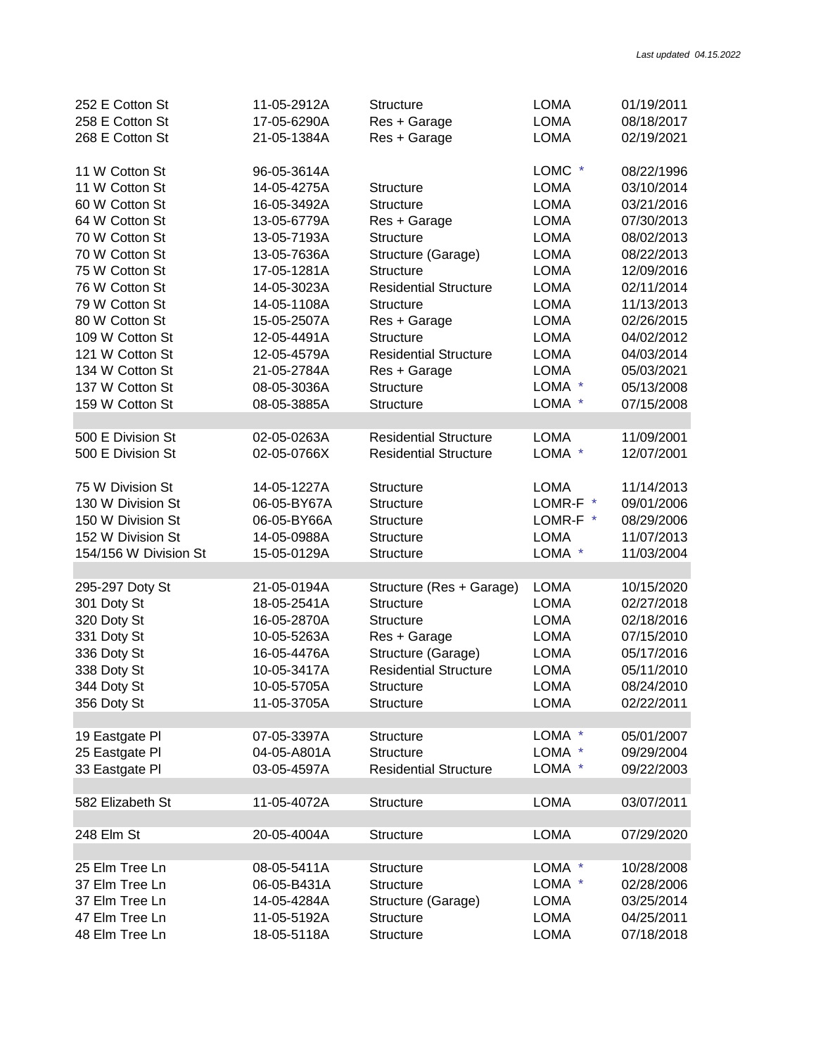*Last updated 04.15.2022*

| | | | | |
|---|---|---|---|---|
| 252 E Cotton St | 11-05-2912A | Structure | LOMA | 01/19/2011 |
| 258 E Cotton St | 17-05-6290A | Res + Garage | LOMA | 08/18/2017 |
| 268 E Cotton St | 21-05-1384A | Res + Garage | LOMA | 02/19/2021 |
| | | | | |
| 11 W Cotton St | 96-05-3614A | | LOMC * | 08/22/1996 |
| 11 W Cotton St | 14-05-4275A | Structure | LOMA | 03/10/2014 |
| 60 W Cotton St | 16-05-3492A | Structure | LOMA | 03/21/2016 |
| 64 W Cotton St | 13-05-6779A | Res + Garage | LOMA | 07/30/2013 |
| 70 W Cotton St | 13-05-7193A | Structure | LOMA | 08/02/2013 |
| 70 W Cotton St | 13-05-7636A | Structure (Garage) | LOMA | 08/22/2013 |
| 75 W Cotton St | 17-05-1281A | Structure | LOMA | 12/09/2016 |
| 76 W Cotton St | 14-05-3023A | Residential Structure | LOMA | 02/11/2014 |
| 79 W Cotton St | 14-05-1108A | Structure | LOMA | 11/13/2013 |
| 80 W Cotton St | 15-05-2507A | Res + Garage | LOMA | 02/26/2015 |
| 109 W Cotton St | 12-05-4491A | Structure | LOMA | 04/02/2012 |
| 121 W Cotton St | 12-05-4579A | Residential Structure | LOMA | 04/03/2014 |
| 134 W Cotton St | 21-05-2784A | Res + Garage | LOMA | 05/03/2021 |
| 137 W Cotton St | 08-05-3036A | Structure | LOMA * | 05/13/2008 |
| 159 W Cotton St | 08-05-3885A | Structure | LOMA * | 07/15/2008 |
| | | | | |
| 500 E Division St | 02-05-0263A | Residential Structure | LOMA | 11/09/2001 |
| 500 E Division St | 02-05-0766X | Residential Structure | LOMA * | 12/07/2001 |
| | | | | |
| 75 W Division St | 14-05-1227A | Structure | LOMA | 11/14/2013 |
| 130 W Division St | 06-05-BY67A | Structure | LOMR-F * | 09/01/2006 |
| 150 W Division St | 06-05-BY66A | Structure | LOMR-F * | 08/29/2006 |
| 152 W Division St | 14-05-0988A | Structure | LOMA | 11/07/2013 |
| 154/156 W Division St | 15-05-0129A | Structure | LOMA * | 11/03/2004 |
| | | | | |
| 295-297 Doty St | 21-05-0194A | Structure (Res + Garage) | LOMA | 10/15/2020 |
| 301 Doty St | 18-05-2541A | Structure | LOMA | 02/27/2018 |
| 320 Doty St | 16-05-2870A | Structure | LOMA | 02/18/2016 |
| 331 Doty St | 10-05-5263A | Res + Garage | LOMA | 07/15/2010 |
| 336 Doty St | 16-05-4476A | Structure (Garage) | LOMA | 05/17/2016 |
| 338 Doty St | 10-05-3417A | Residential Structure | LOMA | 05/11/2010 |
| 344 Doty St | 10-05-5705A | Structure | LOMA | 08/24/2010 |
| 356 Doty St | 11-05-3705A | Structure | LOMA | 02/22/2011 |
| | | | | |
| 19 Eastgate Pl | 07-05-3397A | Structure | LOMA * | 05/01/2007 |
| 25 Eastgate Pl | 04-05-A801A | Structure | LOMA * | 09/29/2004 |
| 33 Eastgate Pl | 03-05-4597A | Residential Structure | LOMA * | 09/22/2003 |
| | | | | |
| 582 Elizabeth St | 11-05-4072A | Structure | LOMA | 03/07/2011 |
| | | | | |
| 248 Elm St | 20-05-4004A | Structure | LOMA | 07/29/2020 |
| | | | | |
| 25 Elm Tree Ln | 08-05-5411A | Structure | LOMA * | 10/28/2008 |
| 37 Elm Tree Ln | 06-05-B431A | Structure | LOMA * | 02/28/2006 |
| 37 Elm Tree Ln | 14-05-4284A | Structure (Garage) | LOMA | 03/25/2014 |
| 47 Elm Tree Ln | 11-05-5192A | Structure | LOMA | 04/25/2011 |
| 48 Elm Tree Ln | 18-05-5118A | Structure | LOMA | 07/18/2018 |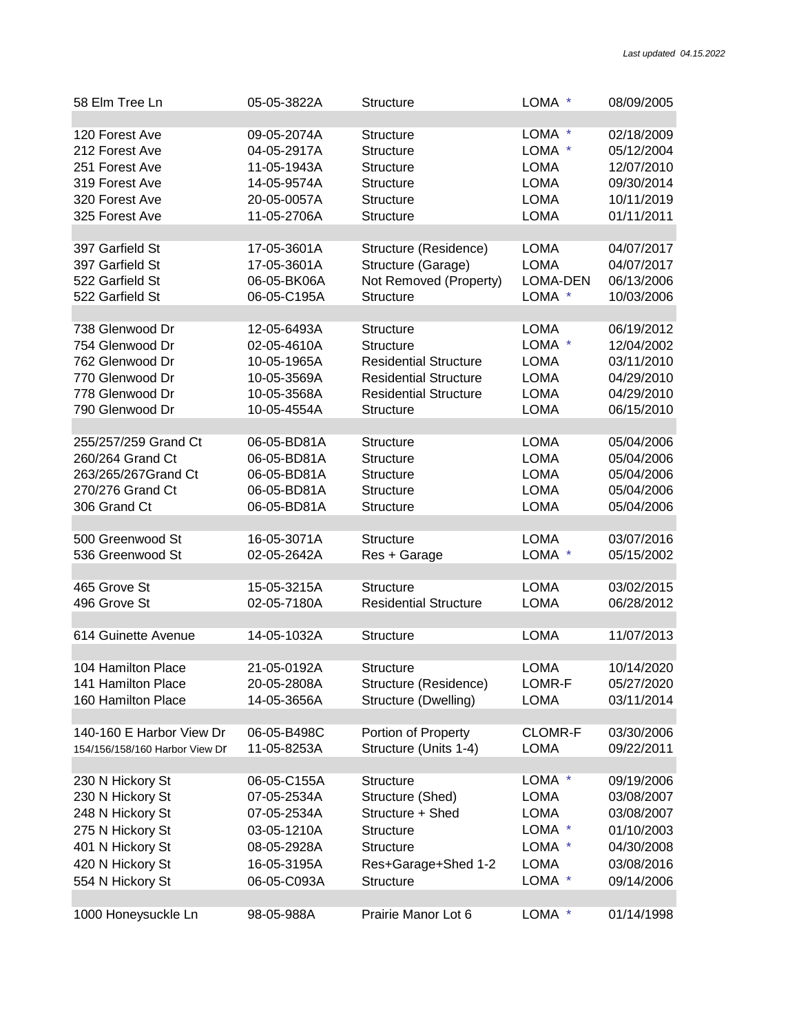*Last updated 04.15.2022*

| | | | | |
|---|---|---|---|---|
| 58 Elm Tree Ln | 05-05-3822A | Structure | LOMA * | 08/09/2005 |
| | | | | |
| 120 Forest Ave | 09-05-2074A | Structure | LOMA * | 02/18/2009 |
| 212 Forest Ave | 04-05-2917A | Structure | LOMA * | 05/12/2004 |
| 251 Forest Ave | 11-05-1943A | Structure | LOMA | 12/07/2010 |
| 319 Forest Ave | 14-05-9574A | Structure | LOMA | 09/30/2014 |
| 320 Forest Ave | 20-05-0057A | Structure | LOMA | 10/11/2019 |
| 325 Forest Ave | 11-05-2706A | Structure | LOMA | 01/11/2011 |
| | | | | |
| 397 Garfield St | 17-05-3601A | Structure (Residence) | LOMA | 04/07/2017 |
| 397 Garfield St | 17-05-3601A | Structure (Garage) | LOMA | 04/07/2017 |
| 522 Garfield St | 06-05-BK06A | Not Removed (Property) | LOMA-DEN | 06/13/2006 |
| 522 Garfield St | 06-05-C195A | Structure | LOMA * | 10/03/2006 |
| | | | | |
| 738 Glenwood Dr | 12-05-6493A | Structure | LOMA | 06/19/2012 |
| 754 Glenwood Dr | 02-05-4610A | Structure | LOMA * | 12/04/2002 |
| 762 Glenwood Dr | 10-05-1965A | Residential Structure | LOMA | 03/11/2010 |
| 770 Glenwood Dr | 10-05-3569A | Residential Structure | LOMA | 04/29/2010 |
| 778 Glenwood Dr | 10-05-3568A | Residential Structure | LOMA | 04/29/2010 |
| 790 Glenwood Dr | 10-05-4554A | Structure | LOMA | 06/15/2010 |
| | | | | |
| 255/257/259 Grand Ct | 06-05-BD81A | Structure | LOMA | 05/04/2006 |
| 260/264 Grand Ct | 06-05-BD81A | Structure | LOMA | 05/04/2006 |
| 263/265/267Grand Ct | 06-05-BD81A | Structure | LOMA | 05/04/2006 |
| 270/276 Grand Ct | 06-05-BD81A | Structure | LOMA | 05/04/2006 |
| 306 Grand Ct | 06-05-BD81A | Structure | LOMA | 05/04/2006 |
| | | | | |
| 500 Greenwood St | 16-05-3071A | Structure | LOMA | 03/07/2016 |
| 536 Greenwood St | 02-05-2642A | Res + Garage | LOMA * | 05/15/2002 |
| | | | | |
| 465 Grove St | 15-05-3215A | Structure | LOMA | 03/02/2015 |
| 496 Grove St | 02-05-7180A | Residential Structure | LOMA | 06/28/2012 |
| | | | | |
| 614 Guinette Avenue | 14-05-1032A | Structure | LOMA | 11/07/2013 |
| | | | | |
| 104 Hamilton Place | 21-05-0192A | Structure | LOMA | 10/14/2020 |
| 141 Hamilton Place | 20-05-2808A | Structure (Residence) | LOMR-F | 05/27/2020 |
| 160 Hamilton Place | 14-05-3656A | Structure (Dwelling) | LOMA | 03/11/2014 |
| | | | | |
| 140-160 E Harbor View Dr | 06-05-B498C | Portion of Property | CLOMR-F | 03/30/2006 |
| 154/156/158/160 Harbor View Dr | 11-05-8253A | Structure (Units 1-4) | LOMA | 09/22/2011 |
| | | | | |
| 230 N Hickory St | 06-05-C155A | Structure | LOMA * | 09/19/2006 |
| 230 N Hickory St | 07-05-2534A | Structure (Shed) | LOMA | 03/08/2007 |
| 248 N Hickory St | 07-05-2534A | Structure + Shed | LOMA | 03/08/2007 |
| 275 N Hickory St | 03-05-1210A | Structure | LOMA * | 01/10/2003 |
| 401 N Hickory St | 08-05-2928A | Structure | LOMA * | 04/30/2008 |
| 420 N Hickory St | 16-05-3195A | Res+Garage+Shed 1-2 | LOMA | 03/08/2016 |
| 554 N Hickory St | 06-05-C093A | Structure | LOMA * | 09/14/2006 |
| | | | | |
| 1000 Honeysuckle Ln | 98-05-988A | Prairie Manor Lot 6 | LOMA * | 01/14/1998 |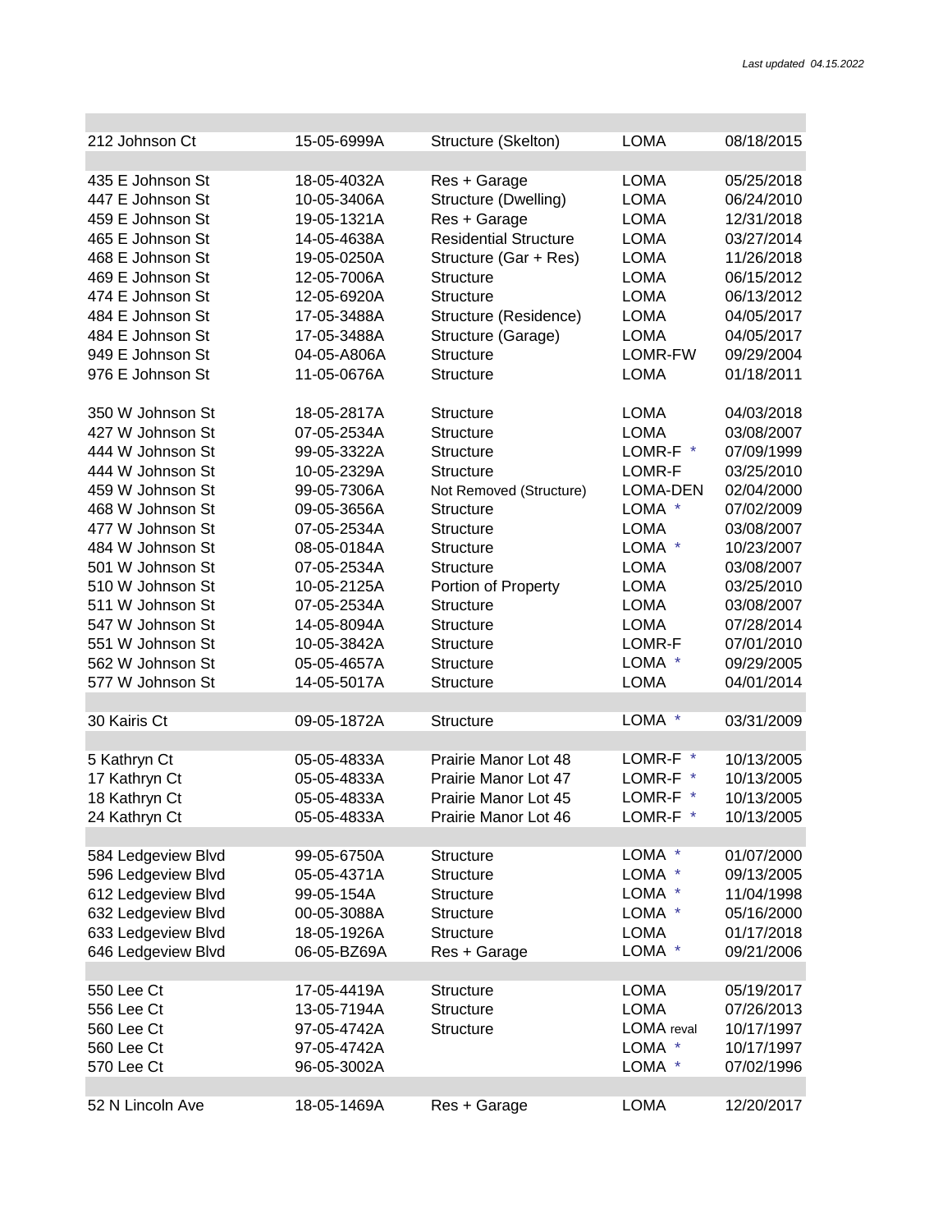*Last updated 04.15.2022*

| | | | | |
|---|---|---|---|---|
| 212 Johnson Ct | 15-05-6999A | Structure (Skelton) | LOMA | 08/18/2015 |
| | | | | |
| 435 E Johnson St | 18-05-4032A | Res + Garage | LOMA | 05/25/2018 |
| 447 E Johnson St | 10-05-3406A | Structure (Dwelling) | LOMA | 06/24/2010 |
| 459 E Johnson St | 19-05-1321A | Res + Garage | LOMA | 12/31/2018 |
| 465 E Johnson St | 14-05-4638A | Residential Structure | LOMA | 03/27/2014 |
| 468 E Johnson St | 19-05-0250A | Structure (Gar + Res) | LOMA | 11/26/2018 |
| 469 E Johnson St | 12-05-7006A | Structure | LOMA | 06/15/2012 |
| 474 E Johnson St | 12-05-6920A | Structure | LOMA | 06/13/2012 |
| 484 E Johnson St | 17-05-3488A | Structure (Residence) | LOMA | 04/05/2017 |
| 484 E Johnson St | 17-05-3488A | Structure (Garage) | LOMA | 04/05/2017 |
| 949 E Johnson St | 04-05-A806A | Structure | LOMR-FW | 09/29/2004 |
| 976 E Johnson St | 11-05-0676A | Structure | LOMA | 01/18/2011 |
| | | | | |
| 350 W Johnson St | 18-05-2817A | Structure | LOMA | 04/03/2018 |
| 427 W Johnson St | 07-05-2534A | Structure | LOMA | 03/08/2007 |
| 444 W Johnson St | 99-05-3322A | Structure | LOMR-F * | 07/09/1999 |
| 444 W Johnson St | 10-05-2329A | Structure | LOMR-F | 03/25/2010 |
| 459 W Johnson St | 99-05-7306A | Not Removed (Structure) | LOMA-DEN | 02/04/2000 |
| 468 W Johnson St | 09-05-3656A | Structure | LOMA * | 07/02/2009 |
| 477 W Johnson St | 07-05-2534A | Structure | LOMA | 03/08/2007 |
| 484 W Johnson St | 08-05-0184A | Structure | LOMA * | 10/23/2007 |
| 501 W Johnson St | 07-05-2534A | Structure | LOMA | 03/08/2007 |
| 510 W Johnson St | 10-05-2125A | Portion of Property | LOMA | 03/25/2010 |
| 511 W Johnson St | 07-05-2534A | Structure | LOMA | 03/08/2007 |
| 547 W Johnson St | 14-05-8094A | Structure | LOMA | 07/28/2014 |
| 551 W Johnson St | 10-05-3842A | Structure | LOMR-F | 07/01/2010 |
| 562 W Johnson St | 05-05-4657A | Structure | LOMA * | 09/29/2005 |
| 577 W Johnson St | 14-05-5017A | Structure | LOMA | 04/01/2014 |
| | | | | |
| 30 Kairis Ct | 09-05-1872A | Structure | LOMA * | 03/31/2009 |
| | | | | |
| 5 Kathryn Ct | 05-05-4833A | Prairie Manor Lot 48 | LOMR-F * | 10/13/2005 |
| 17 Kathryn Ct | 05-05-4833A | Prairie Manor Lot 47 | LOMR-F * | 10/13/2005 |
| 18 Kathryn Ct | 05-05-4833A | Prairie Manor Lot 45 | LOMR-F * | 10/13/2005 |
| 24 Kathryn Ct | 05-05-4833A | Prairie Manor Lot 46 | LOMR-F * | 10/13/2005 |
| | | | | |
| 584 Ledgeview Blvd | 99-05-6750A | Structure | LOMA * | 01/07/2000 |
| 596 Ledgeview Blvd | 05-05-4371A | Structure | LOMA * | 09/13/2005 |
| 612 Ledgeview Blvd | 99-05-154A | Structure | LOMA * | 11/04/1998 |
| 632 Ledgeview Blvd | 00-05-3088A | Structure | LOMA * | 05/16/2000 |
| 633 Ledgeview Blvd | 18-05-1926A | Structure | LOMA | 01/17/2018 |
| 646 Ledgeview Blvd | 06-05-BZ69A | Res + Garage | LOMA * | 09/21/2006 |
| | | | | |
| 550 Lee Ct | 17-05-4419A | Structure | LOMA | 05/19/2017 |
| 556 Lee Ct | 13-05-7194A | Structure | LOMA | 07/26/2013 |
| 560 Lee Ct | 97-05-4742A | Structure | LOMA reval | 10/17/1997 |
| 560 Lee Ct | 97-05-4742A | | LOMA * | 10/17/1997 |
| 570 Lee Ct | 96-05-3002A | | LOMA * | 07/02/1996 |
| | | | | |
| 52 N Lincoln Ave | 18-05-1469A | Res + Garage | LOMA | 12/20/2017 |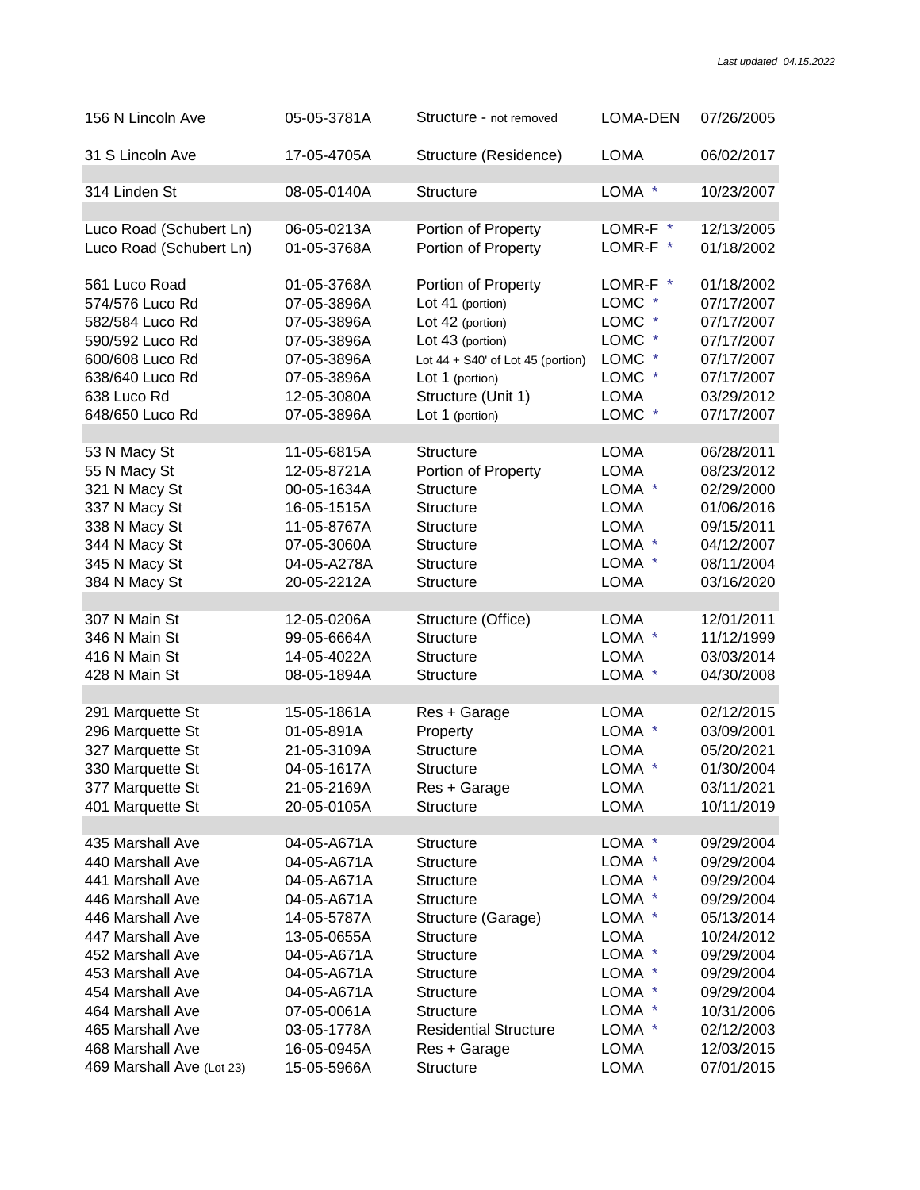*Last updated 04.15.2022*

| | | | | |
|---|---|---|---|---|
| 156 N Lincoln Ave | 05-05-3781A | Structure - not removed | LOMA-DEN | 07/26/2005 |
| 31 S Lincoln Ave | 17-05-4705A | Structure (Residence) | LOMA | 06/02/2017 |
| | | | | |
| 314 Linden St | 08-05-0140A | Structure | LOMA * | 10/23/2007 |
| | | | | |
| Luco Road (Schubert Ln) | 06-05-0213A | Portion of Property | LOMR-F * | 12/13/2005 |
| Luco Road (Schubert Ln) | 01-05-3768A | Portion of Property | LOMR-F * | 01/18/2002 |
| 561 Luco Road | 01-05-3768A | Portion of Property | LOMR-F * | 01/18/2002 |
| 574/576 Luco Rd | 07-05-3896A | Lot 41 (portion) | LOMC * | 07/17/2007 |
| 582/584 Luco Rd | 07-05-3896A | Lot 42 (portion) | LOMC * | 07/17/2007 |
| 590/592 Luco Rd | 07-05-3896A | Lot 43 (portion) | LOMC * | 07/17/2007 |
| 600/608 Luco Rd | 07-05-3896A | Lot 44 + S40' of Lot 45 (portion) | LOMC * | 07/17/2007 |
| 638/640 Luco Rd | 07-05-3896A | Lot 1 (portion) | LOMC * | 07/17/2007 |
| 638 Luco Rd | 12-05-3080A | Structure (Unit 1) | LOMA | 03/29/2012 |
| 648/650 Luco Rd | 07-05-3896A | Lot 1 (portion) | LOMC * | 07/17/2007 |
| | | | | |
| 53 N Macy St | 11-05-6815A | Structure | LOMA | 06/28/2011 |
| 55 N Macy St | 12-05-8721A | Portion of Property | LOMA | 08/23/2012 |
| 321 N Macy St | 00-05-1634A | Structure | LOMA * | 02/29/2000 |
| 337 N Macy St | 16-05-1515A | Structure | LOMA | 01/06/2016 |
| 338 N Macy St | 11-05-8767A | Structure | LOMA | 09/15/2011 |
| 344 N Macy St | 07-05-3060A | Structure | LOMA * | 04/12/2007 |
| 345 N Macy St | 04-05-A278A | Structure | LOMA * | 08/11/2004 |
| 384 N Macy St | 20-05-2212A | Structure | LOMA | 03/16/2020 |
| | | | | |
| 307 N Main St | 12-05-0206A | Structure (Office) | LOMA | 12/01/2011 |
| 346 N Main St | 99-05-6664A | Structure | LOMA * | 11/12/1999 |
| 416 N Main St | 14-05-4022A | Structure | LOMA | 03/03/2014 |
| 428 N Main St | 08-05-1894A | Structure | LOMA * | 04/30/2008 |
| | | | | |
| 291 Marquette St | 15-05-1861A | Res + Garage | LOMA | 02/12/2015 |
| 296 Marquette St | 01-05-891A | Property | LOMA * | 03/09/2001 |
| 327 Marquette St | 21-05-3109A | Structure | LOMA | 05/20/2021 |
| 330 Marquette St | 04-05-1617A | Structure | LOMA * | 01/30/2004 |
| 377 Marquette St | 21-05-2169A | Res + Garage | LOMA | 03/11/2021 |
| 401 Marquette St | 20-05-0105A | Structure | LOMA | 10/11/2019 |
| | | | | |
| 435 Marshall Ave | 04-05-A671A | Structure | LOMA * | 09/29/2004 |
| 440 Marshall Ave | 04-05-A671A | Structure | LOMA * | 09/29/2004 |
| 441 Marshall Ave | 04-05-A671A | Structure | LOMA * | 09/29/2004 |
| 446 Marshall Ave | 04-05-A671A | Structure | LOMA * | 09/29/2004 |
| 446 Marshall Ave | 14-05-5787A | Structure (Garage) | LOMA * | 05/13/2014 |
| 447 Marshall Ave | 13-05-0655A | Structure | LOMA | 10/24/2012 |
| 452 Marshall Ave | 04-05-A671A | Structure | LOMA * | 09/29/2004 |
| 453 Marshall Ave | 04-05-A671A | Structure | LOMA * | 09/29/2004 |
| 454 Marshall Ave | 04-05-A671A | Structure | LOMA * | 09/29/2004 |
| 464 Marshall Ave | 07-05-0061A | Structure | LOMA * | 10/31/2006 |
| 465 Marshall Ave | 03-05-1778A | Residential Structure | LOMA * | 02/12/2003 |
| 468 Marshall Ave | 16-05-0945A | Res + Garage | LOMA | 12/03/2015 |
| 469 Marshall Ave (Lot 23) | 15-05-5966A | Structure | LOMA | 07/01/2015 |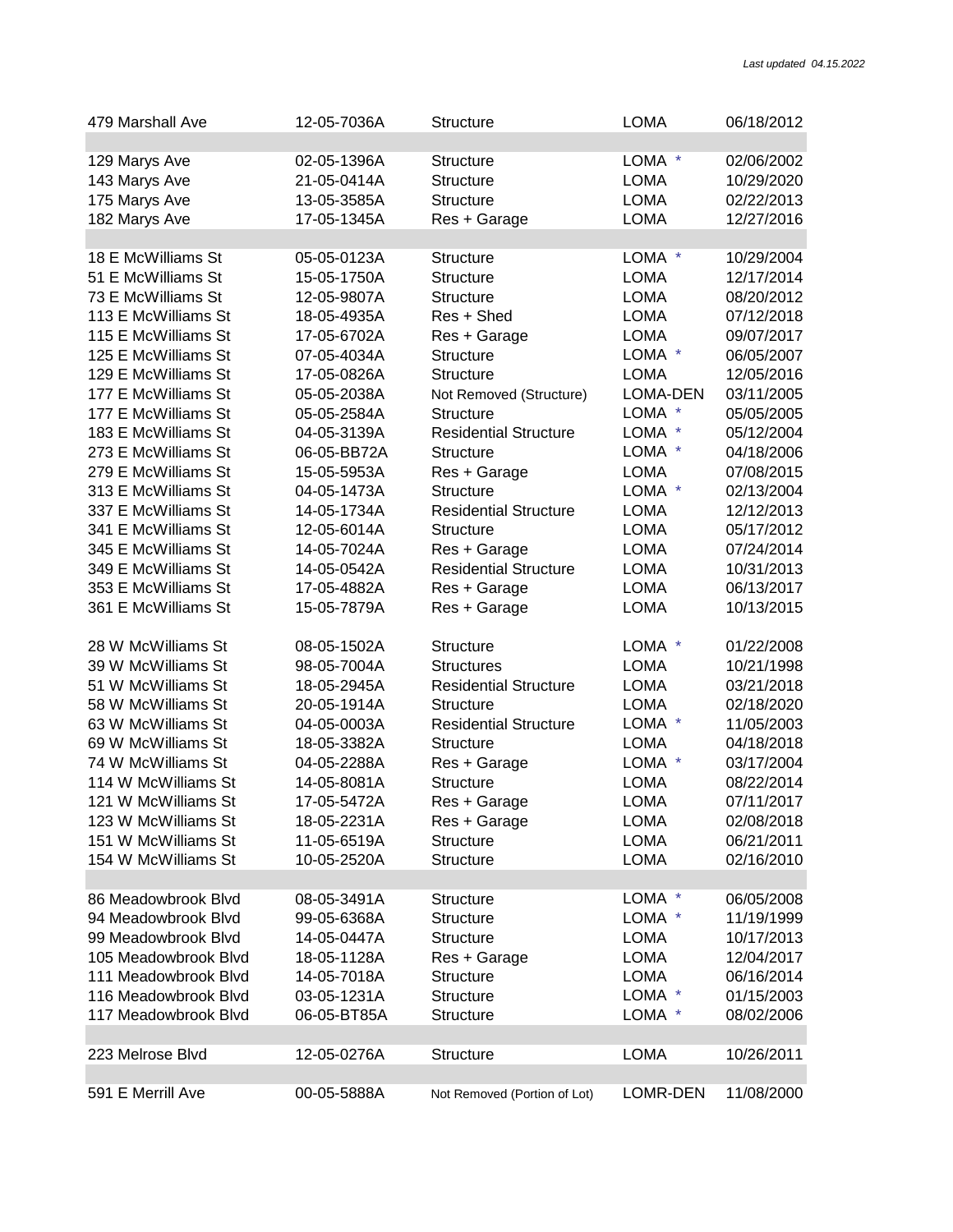*Last updated 04.15.2022*

| Address | Case No. | Description | Type | Date |
|---|---|---|---|---|
| 479 Marshall Ave | 12-05-7036A | Structure | LOMA | 06/18/2012 |
| | | | | |
| 129 Marys Ave | 02-05-1396A | Structure | LOMA * | 02/06/2002 |
| 143 Marys Ave | 21-05-0414A | Structure | LOMA | 10/29/2020 |
| 175 Marys Ave | 13-05-3585A | Structure | LOMA | 02/22/2013 |
| 182 Marys Ave | 17-05-1345A | Res + Garage | LOMA | 12/27/2016 |
| | | | | |
| 18 E McWilliams St | 05-05-0123A | Structure | LOMA * | 10/29/2004 |
| 51 E McWilliams St | 15-05-1750A | Structure | LOMA | 12/17/2014 |
| 73 E McWilliams St | 12-05-9807A | Structure | LOMA | 08/20/2012 |
| 113 E McWilliams St | 18-05-4935A | Res + Shed | LOMA | 07/12/2018 |
| 115 E McWilliams St | 17-05-6702A | Res + Garage | LOMA | 09/07/2017 |
| 125 E McWilliams St | 07-05-4034A | Structure | LOMA * | 06/05/2007 |
| 129 E McWilliams St | 17-05-0826A | Structure | LOMA | 12/05/2016 |
| 177 E McWilliams St | 05-05-2038A | Not Removed (Structure) | LOMA-DEN | 03/11/2005 |
| 177 E McWilliams St | 05-05-2584A | Structure | LOMA * | 05/05/2005 |
| 183 E McWilliams St | 04-05-3139A | Residential Structure | LOMA * | 05/12/2004 |
| 273 E McWilliams St | 06-05-BB72A | Structure | LOMA * | 04/18/2006 |
| 279 E McWilliams St | 15-05-5953A | Res + Garage | LOMA | 07/08/2015 |
| 313 E McWilliams St | 04-05-1473A | Structure | LOMA * | 02/13/2004 |
| 337 E McWilliams St | 14-05-1734A | Residential Structure | LOMA | 12/12/2013 |
| 341 E McWilliams St | 12-05-6014A | Structure | LOMA | 05/17/2012 |
| 345 E McWilliams St | 14-05-7024A | Res + Garage | LOMA | 07/24/2014 |
| 349 E McWilliams St | 14-05-0542A | Residential Structure | LOMA | 10/31/2013 |
| 353 E McWilliams St | 17-05-4882A | Res + Garage | LOMA | 06/13/2017 |
| 361 E McWilliams St | 15-05-7879A | Res + Garage | LOMA | 10/13/2015 |
| | | | | |
| 28 W McWilliams St | 08-05-1502A | Structure | LOMA * | 01/22/2008 |
| 39 W McWilliams St | 98-05-7004A | Structures | LOMA | 10/21/1998 |
| 51 W McWilliams St | 18-05-2945A | Residential Structure | LOMA | 03/21/2018 |
| 58 W McWilliams St | 20-05-1914A | Structure | LOMA | 02/18/2020 |
| 63 W McWilliams St | 04-05-0003A | Residential Structure | LOMA * | 11/05/2003 |
| 69 W McWilliams St | 18-05-3382A | Structure | LOMA | 04/18/2018 |
| 74 W McWilliams St | 04-05-2288A | Res + Garage | LOMA * | 03/17/2004 |
| 114 W McWilliams St | 14-05-8081A | Structure | LOMA | 08/22/2014 |
| 121 W McWilliams St | 17-05-5472A | Res + Garage | LOMA | 07/11/2017 |
| 123 W McWilliams St | 18-05-2231A | Res + Garage | LOMA | 02/08/2018 |
| 151 W McWilliams St | 11-05-6519A | Structure | LOMA | 06/21/2011 |
| 154 W McWilliams St | 10-05-2520A | Structure | LOMA | 02/16/2010 |
| | | | | |
| 86 Meadowbrook Blvd | 08-05-3491A | Structure | LOMA * | 06/05/2008 |
| 94 Meadowbrook Blvd | 99-05-6368A | Structure | LOMA * | 11/19/1999 |
| 99 Meadowbrook Blvd | 14-05-0447A | Structure | LOMA | 10/17/2013 |
| 105 Meadowbrook Blvd | 18-05-1128A | Res + Garage | LOMA | 12/04/2017 |
| 111 Meadowbrook Blvd | 14-05-7018A | Structure | LOMA | 06/16/2014 |
| 116 Meadowbrook Blvd | 03-05-1231A | Structure | LOMA * | 01/15/2003 |
| 117 Meadowbrook Blvd | 06-05-BT85A | Structure | LOMA * | 08/02/2006 |
| | | | | |
| 223 Melrose Blvd | 12-05-0276A | Structure | LOMA | 10/26/2011 |
| | | | | |
| 591 E Merrill Ave | 00-05-5888A | Not Removed (Portion of Lot) | LOMR-DEN | 11/08/2000 |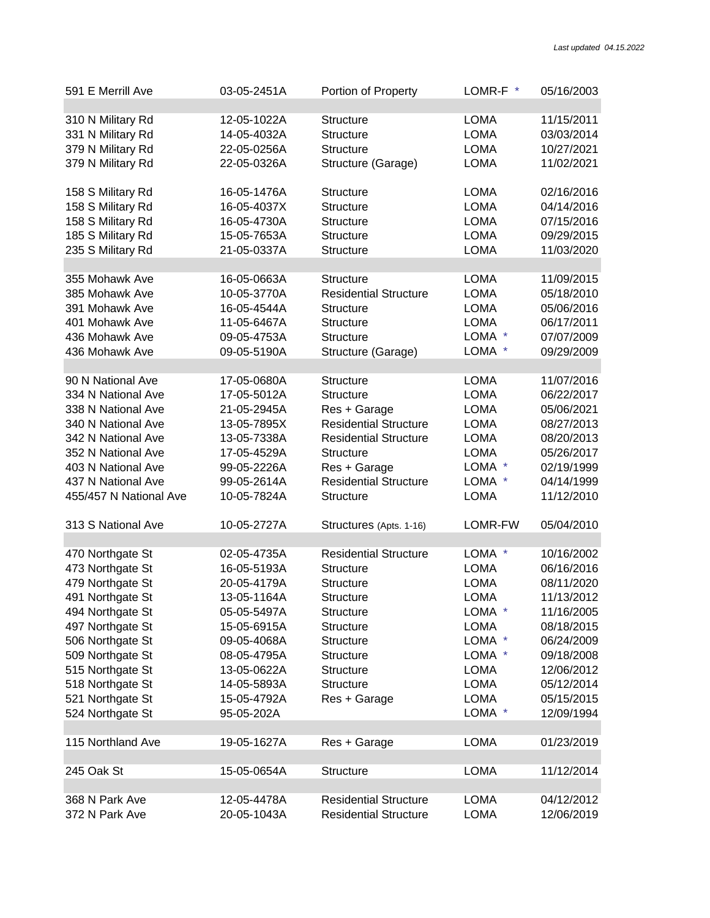*Last updated 04.15.2022*

| | | | | |
|---|---|---|---|---|
| 591 E Merrill Ave | 03-05-2451A | Portion of Property | LOMR-F * | 05/16/2003 |
| | | | | |
| 310 N Military Rd | 12-05-1022A | Structure | LOMA | 11/15/2011 |
| 331 N Military Rd | 14-05-4032A | Structure | LOMA | 03/03/2014 |
| 379 N Military Rd | 22-05-0256A | Structure | LOMA | 10/27/2021 |
| 379 N Military Rd | 22-05-0326A | Structure (Garage) | LOMA | 11/02/2021 |
| | | | | |
| 158 S Military Rd | 16-05-1476A | Structure | LOMA | 02/16/2016 |
| 158 S Military Rd | 16-05-4037X | Structure | LOMA | 04/14/2016 |
| 158 S Military Rd | 16-05-4730A | Structure | LOMA | 07/15/2016 |
| 185 S Military Rd | 15-05-7653A | Structure | LOMA | 09/29/2015 |
| 235 S Military Rd | 21-05-0337A | Structure | LOMA | 11/03/2020 |
| | | | | |
| 355 Mohawk Ave | 16-05-0663A | Structure | LOMA | 11/09/2015 |
| 385 Mohawk Ave | 10-05-3770A | Residential Structure | LOMA | 05/18/2010 |
| 391 Mohawk Ave | 16-05-4544A | Structure | LOMA | 05/06/2016 |
| 401 Mohawk Ave | 11-05-6467A | Structure | LOMA | 06/17/2011 |
| 436 Mohawk Ave | 09-05-4753A | Structure | LOMA * | 07/07/2009 |
| 436 Mohawk Ave | 09-05-5190A | Structure (Garage) | LOMA * | 09/29/2009 |
| | | | | |
| 90 N National Ave | 17-05-0680A | Structure | LOMA | 11/07/2016 |
| 334 N National Ave | 17-05-5012A | Structure | LOMA | 06/22/2017 |
| 338 N National Ave | 21-05-2945A | Res + Garage | LOMA | 05/06/2021 |
| 340 N National Ave | 13-05-7895X | Residential Structure | LOMA | 08/27/2013 |
| 342 N National Ave | 13-05-7338A | Residential Structure | LOMA | 08/20/2013 |
| 352 N National Ave | 17-05-4529A | Structure | LOMA | 05/26/2017 |
| 403 N National Ave | 99-05-2226A | Res + Garage | LOMA * | 02/19/1999 |
| 437 N National Ave | 99-05-2614A | Residential Structure | LOMA * | 04/14/1999 |
| 455/457 N National Ave | 10-05-7824A | Structure | LOMA | 11/12/2010 |
| | | | | |
| 313 S National Ave | 10-05-2727A | Structures (Apts. 1-16) | LOMR-FW | 05/04/2010 |
| | | | | |
| 470 Northgate St | 02-05-4735A | Residential Structure | LOMA * | 10/16/2002 |
| 473 Northgate St | 16-05-5193A | Structure | LOMA | 06/16/2016 |
| 479 Northgate St | 20-05-4179A | Structure | LOMA | 08/11/2020 |
| 491 Northgate St | 13-05-1164A | Structure | LOMA | 11/13/2012 |
| 494 Northgate St | 05-05-5497A | Structure | LOMA * | 11/16/2005 |
| 497 Northgate St | 15-05-6915A | Structure | LOMA | 08/18/2015 |
| 506 Northgate St | 09-05-4068A | Structure | LOMA * | 06/24/2009 |
| 509 Northgate St | 08-05-4795A | Structure | LOMA * | 09/18/2008 |
| 515 Northgate St | 13-05-0622A | Structure | LOMA | 12/06/2012 |
| 518 Northgate St | 14-05-5893A | Structure | LOMA | 05/12/2014 |
| 521 Northgate St | 15-05-4792A | Res + Garage | LOMA | 05/15/2015 |
| 524 Northgate St | 95-05-202A | | LOMA * | 12/09/1994 |
| | | | | |
| 115 Northland Ave | 19-05-1627A | Res + Garage | LOMA | 01/23/2019 |
| | | | | |
| 245 Oak St | 15-05-0654A | Structure | LOMA | 11/12/2014 |
| | | | | |
| 368 N Park Ave | 12-05-4478A | Residential Structure | LOMA | 04/12/2012 |
| 372 N Park Ave | 20-05-1043A | Residential Structure | LOMA | 12/06/2019 |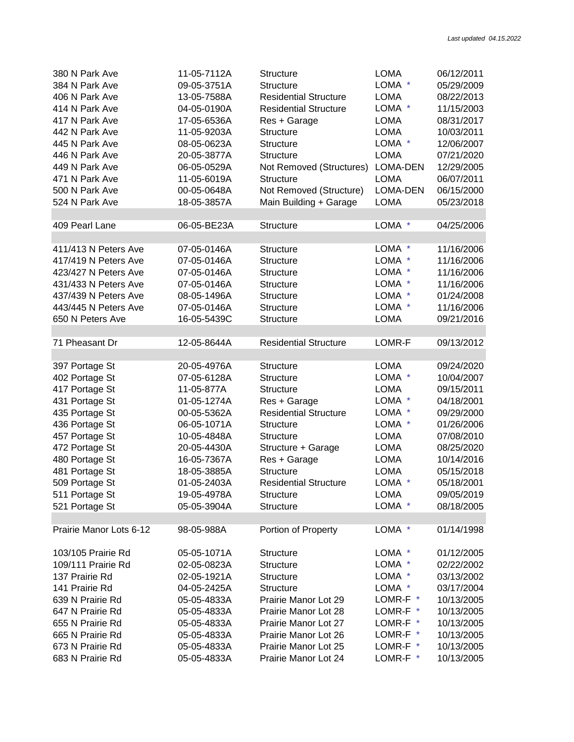*Last updated 04.15.2022*

| | | | | |
|---|---|---|---|---|
| 380 N Park Ave | 11-05-7112A | Structure | LOMA | 06/12/2011 |
| 384 N Park Ave | 09-05-3751A | Structure | LOMA * | 05/29/2009 |
| 406 N Park Ave | 13-05-7588A | Residential Structure | LOMA | 08/22/2013 |
| 414 N Park Ave | 04-05-0190A | Residential Structure | LOMA * | 11/15/2003 |
| 417 N Park Ave | 17-05-6536A | Res + Garage | LOMA | 08/31/2017 |
| 442 N Park Ave | 11-05-9203A | Structure | LOMA | 10/03/2011 |
| 445 N Park Ave | 08-05-0623A | Structure | LOMA * | 12/06/2007 |
| 446 N Park Ave | 20-05-3877A | Structure | LOMA | 07/21/2020 |
| 449 N Park Ave | 06-05-0529A | Not Removed (Structures) | LOMA-DEN | 12/29/2005 |
| 471 N Park Ave | 11-05-6019A | Structure | LOMA | 06/07/2011 |
| 500 N Park Ave | 00-05-0648A | Not Removed (Structure) | LOMA-DEN | 06/15/2000 |
| 524 N Park Ave | 18-05-3857A | Main Building + Garage | LOMA | 05/23/2018 |
| | | | | |
| 409 Pearl Lane | 06-05-BE23A | Structure | LOMA * | 04/25/2006 |
| | | | | |
| 411/413 N Peters Ave | 07-05-0146A | Structure | LOMA * | 11/16/2006 |
| 417/419 N Peters Ave | 07-05-0146A | Structure | LOMA * | 11/16/2006 |
| 423/427 N Peters Ave | 07-05-0146A | Structure | LOMA * | 11/16/2006 |
| 431/433 N Peters Ave | 07-05-0146A | Structure | LOMA * | 11/16/2006 |
| 437/439 N Peters Ave | 08-05-1496A | Structure | LOMA * | 01/24/2008 |
| 443/445 N Peters Ave | 07-05-0146A | Structure | LOMA * | 11/16/2006 |
| 650 N Peters Ave | 16-05-5439C | Structure | LOMA | 09/21/2016 |
| | | | | |
| 71 Pheasant Dr | 12-05-8644A | Residential Structure | LOMR-F | 09/13/2012 |
| | | | | |
| 397 Portage St | 20-05-4976A | Structure | LOMA | 09/24/2020 |
| 402 Portage St | 07-05-6128A | Structure | LOMA * | 10/04/2007 |
| 417 Portage St | 11-05-877A | Structure | LOMA | 09/15/2011 |
| 431 Portage St | 01-05-1274A | Res + Garage | LOMA * | 04/18/2001 |
| 435 Portage St | 00-05-5362A | Residential Structure | LOMA * | 09/29/2000 |
| 436 Portage St | 06-05-1071A | Structure | LOMA * | 01/26/2006 |
| 457 Portage St | 10-05-4848A | Structure | LOMA | 07/08/2010 |
| 472 Portage St | 20-05-4430A | Structure + Garage | LOMA | 08/25/2020 |
| 480 Portage St | 16-05-7367A | Res + Garage | LOMA | 10/14/2016 |
| 481 Portage St | 18-05-3885A | Structure | LOMA | 05/15/2018 |
| 509 Portage St | 01-05-2403A | Residential Structure | LOMA * | 05/18/2001 |
| 511 Portage St | 19-05-4978A | Structure | LOMA | 09/05/2019 |
| 521 Portage St | 05-05-3904A | Structure | LOMA * | 08/18/2005 |
| | | | | |
| Prairie Manor Lots 6-12 | 98-05-988A | Portion of Property | LOMA * | 01/14/1998 |
| | | | | |
| 103/105 Prairie Rd | 05-05-1071A | Structure | LOMA * | 01/12/2005 |
| 109/111 Prairie Rd | 02-05-0823A | Structure | LOMA * | 02/22/2002 |
| 137 Prairie Rd | 02-05-1921A | Structure | LOMA * | 03/13/2002 |
| 141 Prairie Rd | 04-05-2425A | Structure | LOMA * | 03/17/2004 |
| 639 N Prairie Rd | 05-05-4833A | Prairie Manor Lot 29 | LOMR-F * | 10/13/2005 |
| 647 N Prairie Rd | 05-05-4833A | Prairie Manor Lot 28 | LOMR-F * | 10/13/2005 |
| 655 N Prairie Rd | 05-05-4833A | Prairie Manor Lot 27 | LOMR-F * | 10/13/2005 |
| 665 N Prairie Rd | 05-05-4833A | Prairie Manor Lot 26 | LOMR-F * | 10/13/2005 |
| 673 N Prairie Rd | 05-05-4833A | Prairie Manor Lot 25 | LOMR-F * | 10/13/2005 |
| 683 N Prairie Rd | 05-05-4833A | Prairie Manor Lot 24 | LOMR-F * | 10/13/2005 |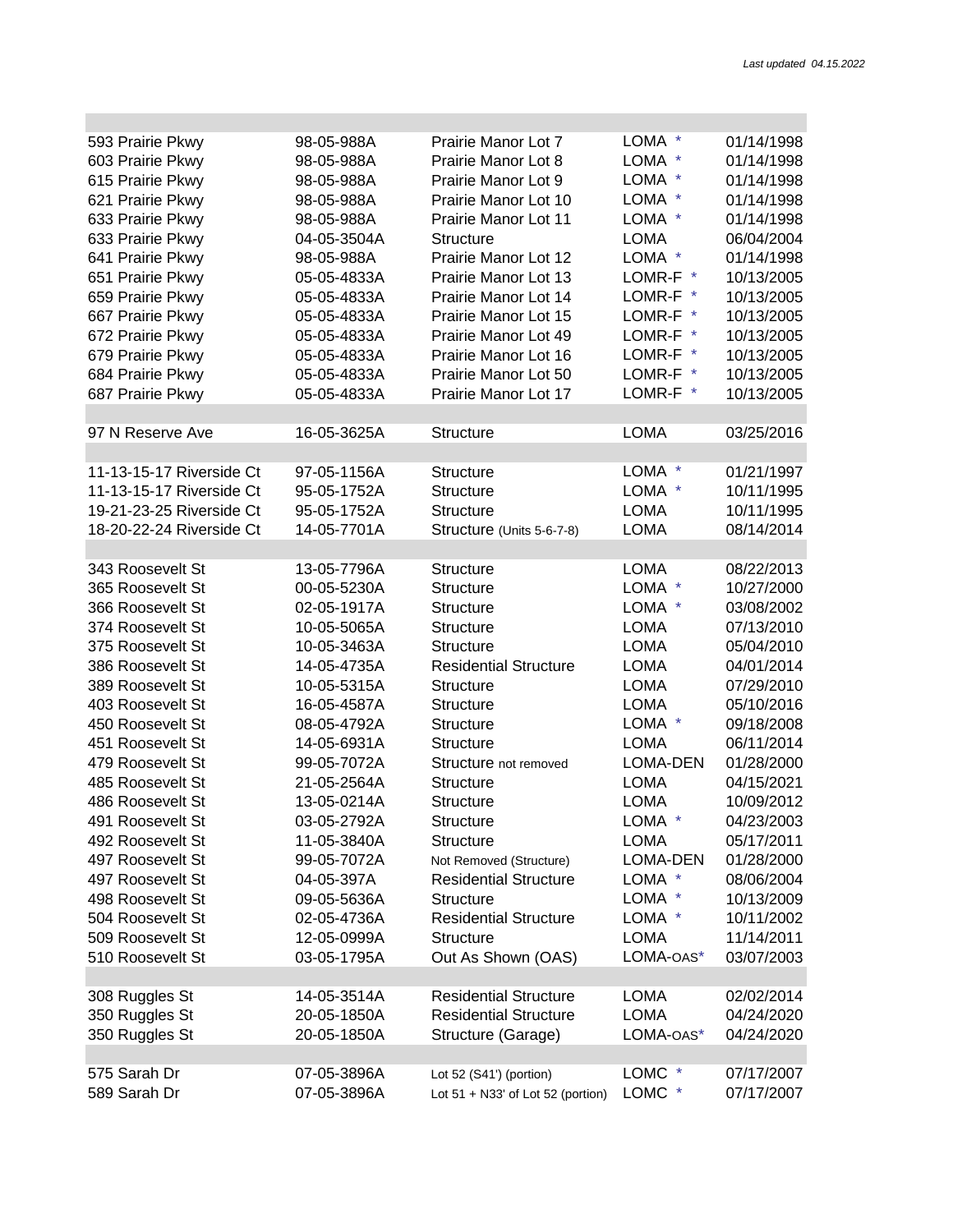*Last updated 04.15.2022*

| | | | | |
|---|---|---|---|---|
| 593 Prairie Pkwy | 98-05-988A | Prairie Manor Lot 7 | LOMA * | 01/14/1998 |
| 603 Prairie Pkwy | 98-05-988A | Prairie Manor Lot 8 | LOMA * | 01/14/1998 |
| 615 Prairie Pkwy | 98-05-988A | Prairie Manor Lot 9 | LOMA * | 01/14/1998 |
| 621 Prairie Pkwy | 98-05-988A | Prairie Manor Lot 10 | LOMA * | 01/14/1998 |
| 633 Prairie Pkwy | 98-05-988A | Prairie Manor Lot 11 | LOMA * | 01/14/1998 |
| 633 Prairie Pkwy | 04-05-3504A | Structure | LOMA | 06/04/2004 |
| 641 Prairie Pkwy | 98-05-988A | Prairie Manor Lot 12 | LOMA * | 01/14/1998 |
| 651 Prairie Pkwy | 05-05-4833A | Prairie Manor Lot 13 | LOMR-F * | 10/13/2005 |
| 659 Prairie Pkwy | 05-05-4833A | Prairie Manor Lot 14 | LOMR-F * | 10/13/2005 |
| 667 Prairie Pkwy | 05-05-4833A | Prairie Manor Lot 15 | LOMR-F * | 10/13/2005 |
| 672 Prairie Pkwy | 05-05-4833A | Prairie Manor Lot 49 | LOMR-F * | 10/13/2005 |
| 679 Prairie Pkwy | 05-05-4833A | Prairie Manor Lot 16 | LOMR-F * | 10/13/2005 |
| 684 Prairie Pkwy | 05-05-4833A | Prairie Manor Lot 50 | LOMR-F * | 10/13/2005 |
| 687 Prairie Pkwy | 05-05-4833A | Prairie Manor Lot 17 | LOMR-F * | 10/13/2005 |
| | | | | |
| 97 N Reserve Ave | 16-05-3625A | Structure | LOMA | 03/25/2016 |
| | | | | |
| 11-13-15-17 Riverside Ct | 97-05-1156A | Structure | LOMA * | 01/21/1997 |
| 11-13-15-17 Riverside Ct | 95-05-1752A | Structure | LOMA * | 10/11/1995 |
| 19-21-23-25 Riverside Ct | 95-05-1752A | Structure | LOMA | 10/11/1995 |
| 18-20-22-24 Riverside Ct | 14-05-7701A | Structure (Units 5-6-7-8) | LOMA | 08/14/2014 |
| | | | | |
| 343 Roosevelt St | 13-05-7796A | Structure | LOMA | 08/22/2013 |
| 365 Roosevelt St | 00-05-5230A | Structure | LOMA * | 10/27/2000 |
| 366 Roosevelt St | 02-05-1917A | Structure | LOMA * | 03/08/2002 |
| 374 Roosevelt St | 10-05-5065A | Structure | LOMA | 07/13/2010 |
| 375 Roosevelt St | 10-05-3463A | Structure | LOMA | 05/04/2010 |
| 386 Roosevelt St | 14-05-4735A | Residential Structure | LOMA | 04/01/2014 |
| 389 Roosevelt St | 10-05-5315A | Structure | LOMA | 07/29/2010 |
| 403 Roosevelt St | 16-05-4587A | Structure | LOMA | 05/10/2016 |
| 450 Roosevelt St | 08-05-4792A | Structure | LOMA * | 09/18/2008 |
| 451 Roosevelt St | 14-05-6931A | Structure | LOMA | 06/11/2014 |
| 479 Roosevelt St | 99-05-7072A | Structure not removed | LOMA-DEN | 01/28/2000 |
| 485 Roosevelt St | 21-05-2564A | Structure | LOMA | 04/15/2021 |
| 486 Roosevelt St | 13-05-0214A | Structure | LOMA | 10/09/2012 |
| 491 Roosevelt St | 03-05-2792A | Structure | LOMA * | 04/23/2003 |
| 492 Roosevelt St | 11-05-3840A | Structure | LOMA | 05/17/2011 |
| 497 Roosevelt St | 99-05-7072A | Not Removed (Structure) | LOMA-DEN | 01/28/2000 |
| 497 Roosevelt St | 04-05-397A | Residential Structure | LOMA * | 08/06/2004 |
| 498 Roosevelt St | 09-05-5636A | Structure | LOMA * | 10/13/2009 |
| 504 Roosevelt St | 02-05-4736A | Residential Structure | LOMA * | 10/11/2002 |
| 509 Roosevelt St | 12-05-0999A | Structure | LOMA | 11/14/2011 |
| 510 Roosevelt St | 03-05-1795A | Out As Shown (OAS) | LOMA-OAS* | 03/07/2003 |
| | | | | |
| 308 Ruggles St | 14-05-3514A | Residential Structure | LOMA | 02/02/2014 |
| 350 Ruggles St | 20-05-1850A | Residential Structure | LOMA | 04/24/2020 |
| 350 Ruggles St | 20-05-1850A | Structure (Garage) | LOMA-OAS* | 04/24/2020 |
| | | | | |
| 575 Sarah Dr | 07-05-3896A | Lot 52 (S41') (portion) | LOMC * | 07/17/2007 |
| 589 Sarah Dr | 07-05-3896A | Lot 51 + N33' of Lot 52 (portion) | LOMC * | 07/17/2007 |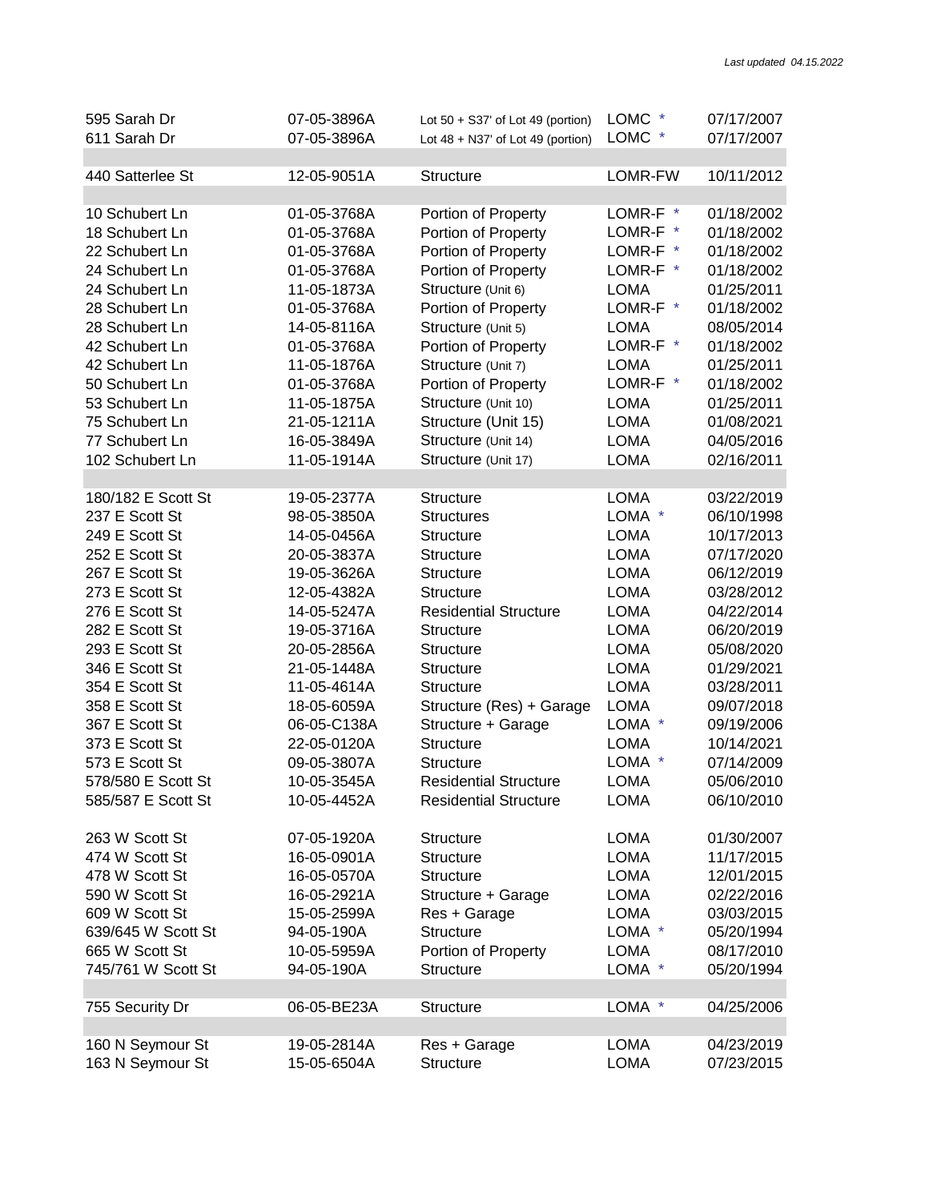*Last updated 04.15.2022*

| | | | | |
|---|---|---|---|---|
| 595 Sarah Dr | 07-05-3896A | Lot 50 + S37' of Lot 49 (portion) | LOMC * | 07/17/2007 |
| 611 Sarah Dr | 07-05-3896A | Lot 48 + N37' of Lot 49 (portion) | LOMC * | 07/17/2007 |
| | | | | |
| 440 Satterlee St | 12-05-9051A | Structure | LOMR-FW | 10/11/2012 |
| | | | | |
| 10 Schubert Ln | 01-05-3768A | Portion of Property | LOMR-F * | 01/18/2002 |
| 18 Schubert Ln | 01-05-3768A | Portion of Property | LOMR-F * | 01/18/2002 |
| 22 Schubert Ln | 01-05-3768A | Portion of Property | LOMR-F * | 01/18/2002 |
| 24 Schubert Ln | 01-05-3768A | Portion of Property | LOMR-F * | 01/18/2002 |
| 24 Schubert Ln | 11-05-1873A | Structure (Unit 6) | LOMA | 01/25/2011 |
| 28 Schubert Ln | 01-05-3768A | Portion of Property | LOMR-F * | 01/18/2002 |
| 28 Schubert Ln | 14-05-8116A | Structure (Unit 5) | LOMA | 08/05/2014 |
| 42 Schubert Ln | 01-05-3768A | Portion of Property | LOMR-F * | 01/18/2002 |
| 42 Schubert Ln | 11-05-1876A | Structure (Unit 7) | LOMA | 01/25/2011 |
| 50 Schubert Ln | 01-05-3768A | Portion of Property | LOMR-F * | 01/18/2002 |
| 53 Schubert Ln | 11-05-1875A | Structure (Unit 10) | LOMA | 01/25/2011 |
| 75 Schubert Ln | 21-05-1211A | Structure (Unit 15) | LOMA | 01/08/2021 |
| 77 Schubert Ln | 16-05-3849A | Structure (Unit 14) | LOMA | 04/05/2016 |
| 102 Schubert Ln | 11-05-1914A | Structure (Unit 17) | LOMA | 02/16/2011 |
| | | | | |
| 180/182 E Scott St | 19-05-2377A | Structure | LOMA | 03/22/2019 |
| 237 E Scott St | 98-05-3850A | Structures | LOMA * | 06/10/1998 |
| 249 E Scott St | 14-05-0456A | Structure | LOMA | 10/17/2013 |
| 252 E Scott St | 20-05-3837A | Structure | LOMA | 07/17/2020 |
| 267 E Scott St | 19-05-3626A | Structure | LOMA | 06/12/2019 |
| 273 E Scott St | 12-05-4382A | Structure | LOMA | 03/28/2012 |
| 276 E Scott St | 14-05-5247A | Residential Structure | LOMA | 04/22/2014 |
| 282 E Scott St | 19-05-3716A | Structure | LOMA | 06/20/2019 |
| 293 E Scott St | 20-05-2856A | Structure | LOMA | 05/08/2020 |
| 346 E Scott St | 21-05-1448A | Structure | LOMA | 01/29/2021 |
| 354 E Scott St | 11-05-4614A | Structure | LOMA | 03/28/2011 |
| 358 E Scott St | 18-05-6059A | Structure (Res) + Garage | LOMA | 09/07/2018 |
| 367 E Scott St | 06-05-C138A | Structure + Garage | LOMA * | 09/19/2006 |
| 373 E Scott St | 22-05-0120A | Structure | LOMA | 10/14/2021 |
| 573 E Scott St | 09-05-3807A | Structure | LOMA * | 07/14/2009 |
| 578/580 E Scott St | 10-05-3545A | Residential Structure | LOMA | 05/06/2010 |
| 585/587 E Scott St | 10-05-4452A | Residential Structure | LOMA | 06/10/2010 |
| | | | | |
| 263 W Scott St | 07-05-1920A | Structure | LOMA | 01/30/2007 |
| 474 W Scott St | 16-05-0901A | Structure | LOMA | 11/17/2015 |
| 478 W Scott St | 16-05-0570A | Structure | LOMA | 12/01/2015 |
| 590 W Scott St | 16-05-2921A | Structure + Garage | LOMA | 02/22/2016 |
| 609 W Scott St | 15-05-2599A | Res + Garage | LOMA | 03/03/2015 |
| 639/645 W Scott St | 94-05-190A | Structure | LOMA * | 05/20/1994 |
| 665 W Scott St | 10-05-5959A | Portion of Property | LOMA | 08/17/2010 |
| 745/761 W Scott St | 94-05-190A | Structure | LOMA * | 05/20/1994 |
| | | | | |
| 755 Security Dr | 06-05-BE23A | Structure | LOMA * | 04/25/2006 |
| | | | | |
| 160 N Seymour St | 19-05-2814A | Res + Garage | LOMA | 04/23/2019 |
| 163 N Seymour St | 15-05-6504A | Structure | LOMA | 07/23/2015 |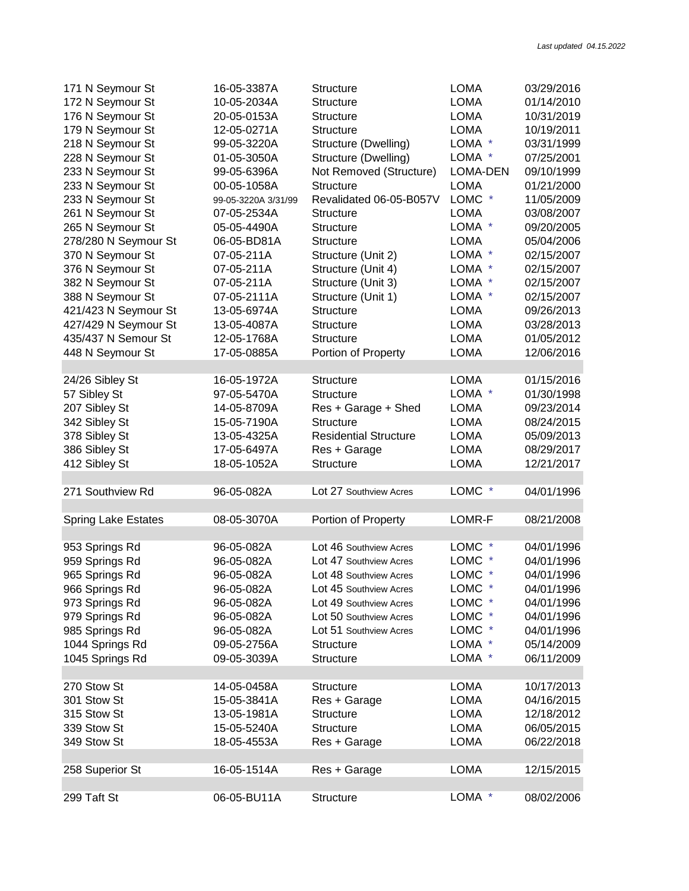*Last updated 04.15.2022*

| | | | | |
|---|---|---|---|---|
| 171 N Seymour St | 16-05-3387A | Structure | LOMA | 03/29/2016 |
| 172 N Seymour St | 10-05-2034A | Structure | LOMA | 01/14/2010 |
| 176 N Seymour St | 20-05-0153A | Structure | LOMA | 10/31/2019 |
| 179 N Seymour St | 12-05-0271A | Structure | LOMA | 10/19/2011 |
| 218 N Seymour St | 99-05-3220A | Structure (Dwelling) | LOMA * | 03/31/1999 |
| 228 N Seymour St | 01-05-3050A | Structure (Dwelling) | LOMA * | 07/25/2001 |
| 233 N Seymour St | 99-05-6396A | Not Removed (Structure) | LOMA-DEN | 09/10/1999 |
| 233 N Seymour St | 00-05-1058A | Structure | LOMA | 01/21/2000 |
| 233 N Seymour St | 99-05-3220A 3/31/99 | Revalidated 06-05-B057V | LOMC * | 11/05/2009 |
| 261 N Seymour St | 07-05-2534A | Structure | LOMA | 03/08/2007 |
| 265 N Seymour St | 05-05-4490A | Structure | LOMA * | 09/20/2005 |
| 278/280 N Seymour St | 06-05-BD81A | Structure | LOMA | 05/04/2006 |
| 370 N Seymour St | 07-05-211A | Structure (Unit 2) | LOMA * | 02/15/2007 |
| 376 N Seymour St | 07-05-211A | Structure (Unit 4) | LOMA * | 02/15/2007 |
| 382 N Seymour St | 07-05-211A | Structure (Unit 3) | LOMA * | 02/15/2007 |
| 388 N Seymour St | 07-05-2111A | Structure (Unit 1) | LOMA * | 02/15/2007 |
| 421/423 N Seymour St | 13-05-6974A | Structure | LOMA | 09/26/2013 |
| 427/429 N Seymour St | 13-05-4087A | Structure | LOMA | 03/28/2013 |
| 435/437 N Semour St | 12-05-1768A | Structure | LOMA | 01/05/2012 |
| 448 N Seymour St | 17-05-0885A | Portion of Property | LOMA | 12/06/2016 |
| | | | | |
| 24/26 Sibley St | 16-05-1972A | Structure | LOMA | 01/15/2016 |
| 57 Sibley St | 97-05-5470A | Structure | LOMA * | 01/30/1998 |
| 207 Sibley St | 14-05-8709A | Res + Garage + Shed | LOMA | 09/23/2014 |
| 342 Sibley St | 15-05-7190A | Structure | LOMA | 08/24/2015 |
| 378 Sibley St | 13-05-4325A | Residential Structure | LOMA | 05/09/2013 |
| 386 Sibley St | 17-05-6497A | Res + Garage | LOMA | 08/29/2017 |
| 412 Sibley St | 18-05-1052A | Structure | LOMA | 12/21/2017 |
| | | | | |
| 271 Southview Rd | 96-05-082A | Lot 27 Southview Acres | LOMC * | 04/01/1996 |
| | | | | |
| Spring Lake Estates | 08-05-3070A | Portion of Property | LOMR-F | 08/21/2008 |
| | | | | |
| 953 Springs Rd | 96-05-082A | Lot 46 Southview Acres | LOMC * | 04/01/1996 |
| 959 Springs Rd | 96-05-082A | Lot 47 Southview Acres | LOMC * | 04/01/1996 |
| 965 Springs Rd | 96-05-082A | Lot 48 Southview Acres | LOMC * | 04/01/1996 |
| 966 Springs Rd | 96-05-082A | Lot 45 Southview Acres | LOMC * | 04/01/1996 |
| 973 Springs Rd | 96-05-082A | Lot 49 Southview Acres | LOMC * | 04/01/1996 |
| 979 Springs Rd | 96-05-082A | Lot 50 Southview Acres | LOMC * | 04/01/1996 |
| 985 Springs Rd | 96-05-082A | Lot 51 Southview Acres | LOMC * | 04/01/1996 |
| 1044 Springs Rd | 09-05-2756A | Structure | LOMA * | 05/14/2009 |
| 1045 Springs Rd | 09-05-3039A | Structure | LOMA * | 06/11/2009 |
| | | | | |
| 270 Stow St | 14-05-0458A | Structure | LOMA | 10/17/2013 |
| 301 Stow St | 15-05-3841A | Res + Garage | LOMA | 04/16/2015 |
| 315 Stow St | 13-05-1981A | Structure | LOMA | 12/18/2012 |
| 339 Stow St | 15-05-5240A | Structure | LOMA | 06/05/2015 |
| 349 Stow St | 18-05-4553A | Res + Garage | LOMA | 06/22/2018 |
| | | | | |
| 258 Superior St | 16-05-1514A | Res + Garage | LOMA | 12/15/2015 |
| | | | | |
| 299 Taft St | 06-05-BU11A | Structure | LOMA * | 08/02/2006 |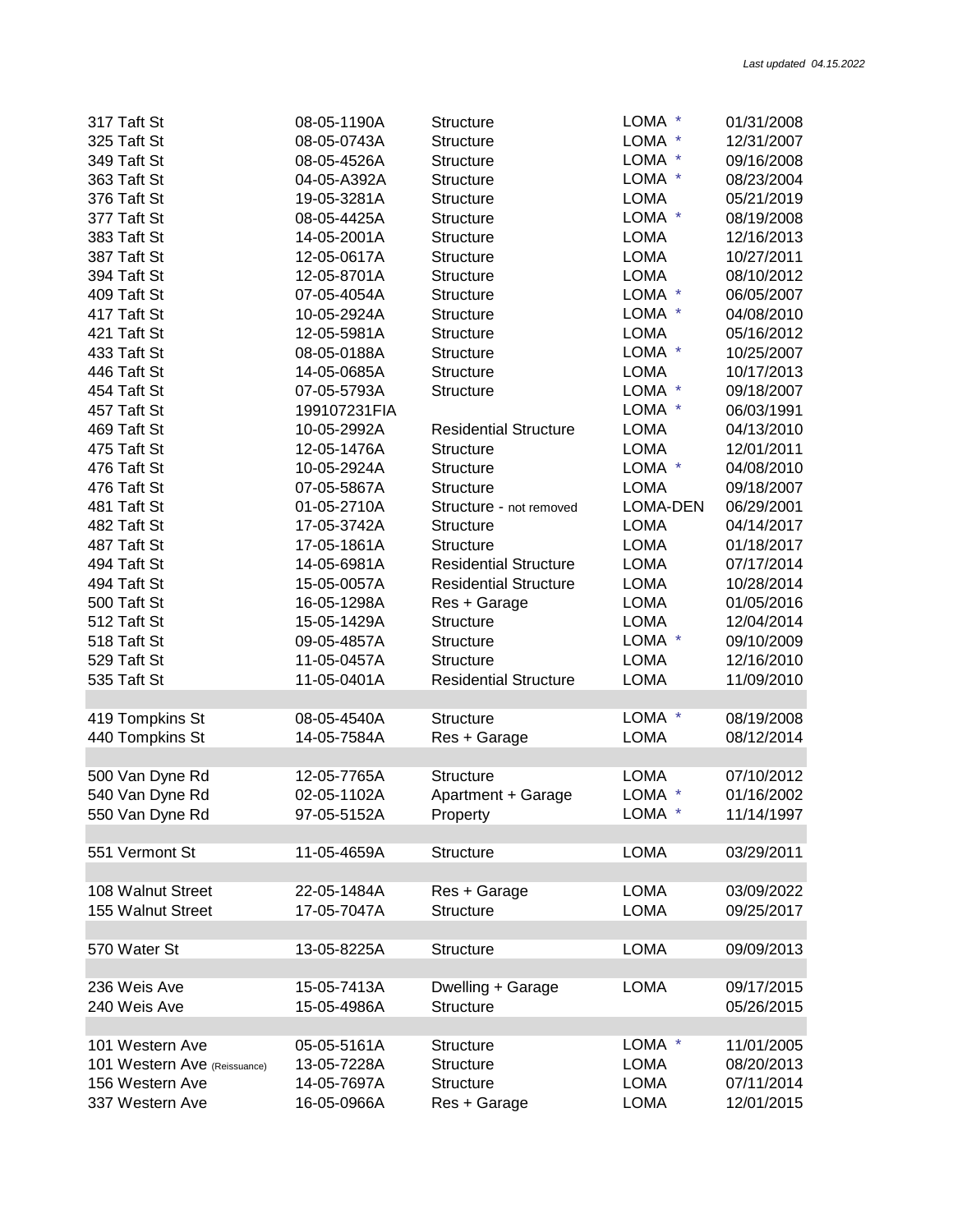*Last updated 04.15.2022*

| | | | | |
|---|---|---|---|---|
| 317 Taft St | 08-05-1190A | Structure | LOMA * | 01/31/2008 |
| 325 Taft St | 08-05-0743A | Structure | LOMA * | 12/31/2007 |
| 349 Taft St | 08-05-4526A | Structure | LOMA * | 09/16/2008 |
| 363 Taft St | 04-05-A392A | Structure | LOMA * | 08/23/2004 |
| 376 Taft St | 19-05-3281A | Structure | LOMA | 05/21/2019 |
| 377 Taft St | 08-05-4425A | Structure | LOMA * | 08/19/2008 |
| 383 Taft St | 14-05-2001A | Structure | LOMA | 12/16/2013 |
| 387 Taft St | 12-05-0617A | Structure | LOMA | 10/27/2011 |
| 394 Taft St | 12-05-8701A | Structure | LOMA | 08/10/2012 |
| 409 Taft St | 07-05-4054A | Structure | LOMA * | 06/05/2007 |
| 417 Taft St | 10-05-2924A | Structure | LOMA * | 04/08/2010 |
| 421 Taft St | 12-05-5981A | Structure | LOMA | 05/16/2012 |
| 433 Taft St | 08-05-0188A | Structure | LOMA * | 10/25/2007 |
| 446 Taft St | 14-05-0685A | Structure | LOMA | 10/17/2013 |
| 454 Taft St | 07-05-5793A | Structure | LOMA * | 09/18/2007 |
| 457 Taft St | 199107231FIA | | LOMA * | 06/03/1991 |
| 469 Taft St | 10-05-2992A | Residential Structure | LOMA | 04/13/2010 |
| 475 Taft St | 12-05-1476A | Structure | LOMA | 12/01/2011 |
| 476 Taft St | 10-05-2924A | Structure | LOMA * | 04/08/2010 |
| 476 Taft St | 07-05-5867A | Structure | LOMA | 09/18/2007 |
| 481 Taft St | 01-05-2710A | Structure - not removed | LOMA-DEN | 06/29/2001 |
| 482 Taft St | 17-05-3742A | Structure | LOMA | 04/14/2017 |
| 487 Taft St | 17-05-1861A | Structure | LOMA | 01/18/2017 |
| 494 Taft St | 14-05-6981A | Residential Structure | LOMA | 07/17/2014 |
| 494 Taft St | 15-05-0057A | Residential Structure | LOMA | 10/28/2014 |
| 500 Taft St | 16-05-1298A | Res + Garage | LOMA | 01/05/2016 |
| 512 Taft St | 15-05-1429A | Structure | LOMA | 12/04/2014 |
| 518 Taft St | 09-05-4857A | Structure | LOMA * | 09/10/2009 |
| 529 Taft St | 11-05-0457A | Structure | LOMA | 12/16/2010 |
| 535 Taft St | 11-05-0401A | Residential Structure | LOMA | 11/09/2010 |
| | | | | |
| 419 Tompkins St | 08-05-4540A | Structure | LOMA * | 08/19/2008 |
| 440 Tompkins St | 14-05-7584A | Res + Garage | LOMA | 08/12/2014 |
| | | | | |
| 500 Van Dyne Rd | 12-05-7765A | Structure | LOMA | 07/10/2012 |
| 540 Van Dyne Rd | 02-05-1102A | Apartment + Garage | LOMA * | 01/16/2002 |
| 550 Van Dyne Rd | 97-05-5152A | Property | LOMA * | 11/14/1997 |
| | | | | |
| 551 Vermont St | 11-05-4659A | Structure | LOMA | 03/29/2011 |
| | | | | |
| 108 Walnut Street | 22-05-1484A | Res + Garage | LOMA | 03/09/2022 |
| 155 Walnut Street | 17-05-7047A | Structure | LOMA | 09/25/2017 |
| | | | | |
| 570 Water St | 13-05-8225A | Structure | LOMA | 09/09/2013 |
| | | | | |
| 236 Weis Ave | 15-05-7413A | Dwelling + Garage | LOMA | 09/17/2015 |
| 240 Weis Ave | 15-05-4986A | Structure | | 05/26/2015 |
| | | | | |
| 101 Western Ave | 05-05-5161A | Structure | LOMA * | 11/01/2005 |
| 101 Western Ave (Reissuance) | 13-05-7228A | Structure | LOMA | 08/20/2013 |
| 156 Western Ave | 14-05-7697A | Structure | LOMA | 07/11/2014 |
| 337 Western Ave | 16-05-0966A | Res + Garage | LOMA | 12/01/2015 |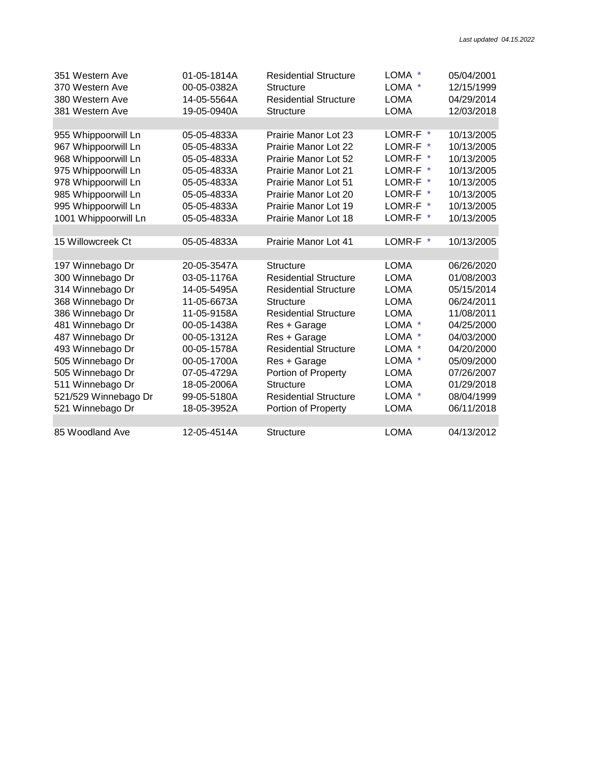| | | | | |
|---|---|---|---|---|
| 351 Western Ave | 01-05-1814A | Residential Structure | LOMA * | 05/04/2001 |
| 370 Western Ave | 00-05-0382A | Structure | LOMA * | 12/15/1999 |
| 380 Western Ave | 14-05-5564A | Residential Structure | LOMA | 04/29/2014 |
| 381 Western Ave | 19-05-0940A | Structure | LOMA | 12/03/2018 |
| | | | | |
| 955 Whippoorwill Ln | 05-05-4833A | Prairie Manor Lot 23 | LOMR-F * | 10/13/2005 |
| 967 Whippoorwill Ln | 05-05-4833A | Prairie Manor Lot 22 | LOMR-F * | 10/13/2005 |
| 968 Whippoorwill Ln | 05-05-4833A | Prairie Manor Lot 52 | LOMR-F * | 10/13/2005 |
| 975 Whippoorwill Ln | 05-05-4833A | Prairie Manor Lot 21 | LOMR-F * | 10/13/2005 |
| 978 Whippoorwill Ln | 05-05-4833A | Prairie Manor Lot 51 | LOMR-F * | 10/13/2005 |
| 985 Whippoorwill Ln | 05-05-4833A | Prairie Manor Lot 20 | LOMR-F * | 10/13/2005 |
| 995 Whippoorwill Ln | 05-05-4833A | Prairie Manor Lot 19 | LOMR-F * | 10/13/2005 |
| 1001 Whippoorwill Ln | 05-05-4833A | Prairie Manor Lot 18 | LOMR-F * | 10/13/2005 |
| | | | | |
| 15 Willowcreek Ct | 05-05-4833A | Prairie Manor Lot 41 | LOMR-F * | 10/13/2005 |
| | | | | |
| 197 Winnebago Dr | 20-05-3547A | Structure | LOMA | 06/26/2020 |
| 300 Winnebago Dr | 03-05-1176A | Residential Structure | LOMA | 01/08/2003 |
| 314 Winnebago Dr | 14-05-5495A | Residential Structure | LOMA | 05/15/2014 |
| 368 Winnebago Dr | 11-05-6673A | Structure | LOMA | 06/24/2011 |
| 386 Winnebago Dr | 11-05-9158A | Residential Structure | LOMA | 11/08/2011 |
| 481 Winnebago Dr | 00-05-1438A | Res + Garage | LOMA * | 04/25/2000 |
| 487 Winnebago Dr | 00-05-1312A | Res + Garage | LOMA * | 04/03/2000 |
| 493 Winnebago Dr | 00-05-1578A | Residential Structure | LOMA * | 04/20/2000 |
| 505 Winnebago Dr | 00-05-1700A | Res + Garage | LOMA * | 05/09/2000 |
| 505 Winnebago Dr | 07-05-4729A | Portion of Property | LOMA | 07/26/2007 |
| 511 Winnebago Dr | 18-05-2006A | Structure | LOMA | 01/29/2018 |
| 521/529 Winnebago Dr | 99-05-5180A | Residential Structure | LOMA * | 08/04/1999 |
| 521 Winnebago Dr | 18-05-3952A | Portion of Property | LOMA | 06/11/2018 |
| | | | | |
| 85 Woodland Ave | 12-05-4514A | Structure | LOMA | 04/13/2012 |